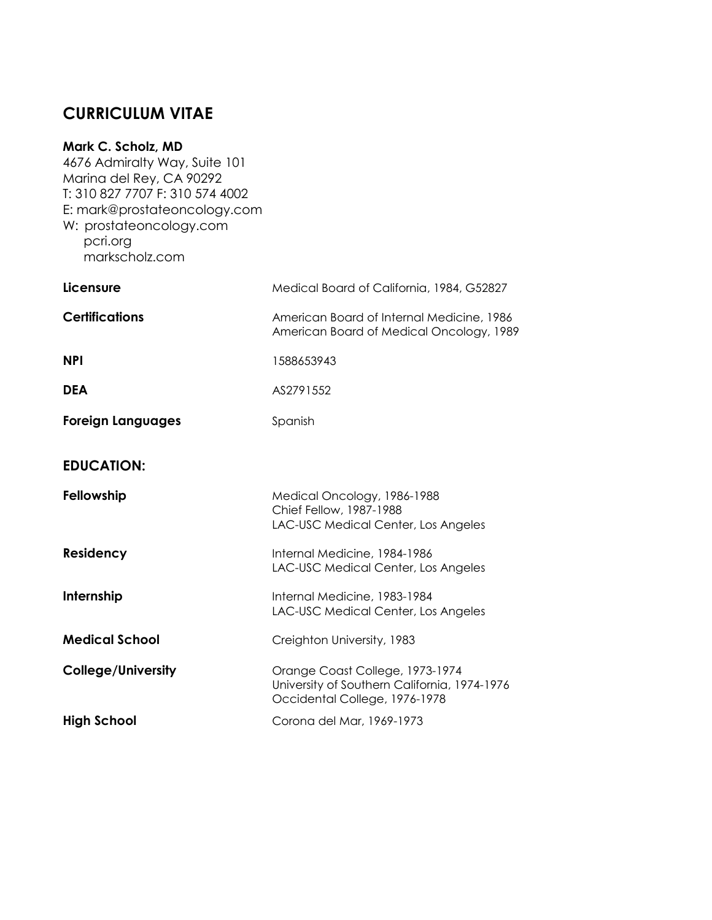## CURRICULUM VITAE

**Mark C. Scholz, MD**
4676 Admiralty Way, Suite 101
Marina del Rey, CA 90292
T: 310 827 7707 F: 310 574 4002
E: mark@prostateoncology.com
W: prostateoncology.com
pcri.org
markscholz.com

| | |
|---|---|
| **Licensure** | Medical Board of California, 1984, G52827 |
| **Certifications** | American Board of Internal Medicine, 1986<br>American Board of Medical Oncology, 1989 |
| **NPI** | 1588653943 |
| **DEA** | AS2791552 |
| **Foreign Languages** | Spanish |

## EDUCATION:

| | |
|---|---|
| **Fellowship** | Medical Oncology, 1986-1988<br>Chief Fellow, 1987-1988<br>LAC-USC Medical Center, Los Angeles |
| **Residency** | Internal Medicine, 1984-1986<br>LAC-USC Medical Center, Los Angeles |
| **Internship** | Internal Medicine, 1983-1984<br>LAC-USC Medical Center, Los Angeles |
| **Medical School** | Creighton University, 1983 |
| **College/University** | Orange Coast College, 1973-1974<br>University of Southern California, 1974-1976<br>Occidental College, 1976-1978 |
| **High School** | Corona del Mar, 1969-1973 |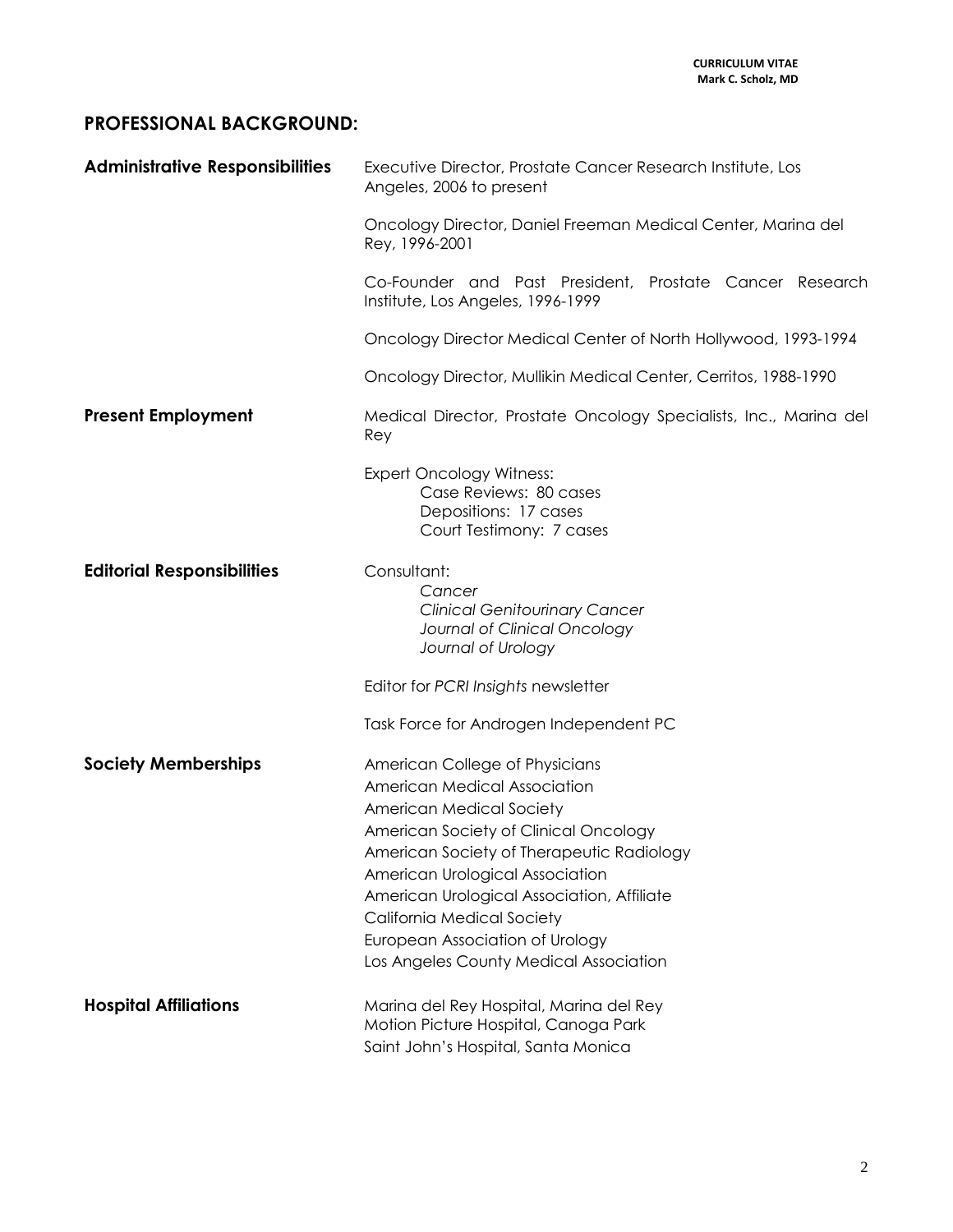## PROFESSIONAL BACKGROUND:

**Administrative Responsibilities**

Executive Director, Prostate Cancer Research Institute, Los Angeles, 2006 to present

Oncology Director, Daniel Freeman Medical Center, Marina del Rey, 1996-2001

Co-Founder and Past President, Prostate Cancer Research Institute, Los Angeles, 1996-1999

Oncology Director Medical Center of North Hollywood, 1993-1994

Oncology Director, Mullikin Medical Center, Cerritos, 1988-1990

**Present Employment**

Medical Director, Prostate Oncology Specialists, Inc., Marina del Rey

Expert Oncology Witness:
- Case Reviews: 80 cases
- Depositions: 17 cases
- Court Testimony: 7 cases

**Editorial Responsibilities**

Consultant:
- *Cancer*
- *Clinical Genitourinary Cancer*
- *Journal of Clinical Oncology*
- *Journal of Urology*

Editor for *PCRI Insights* newsletter

Task Force for Androgen Independent PC

**Society Memberships**

American College of Physicians
American Medical Association
American Medical Society
American Society of Clinical Oncology
American Society of Therapeutic Radiology
American Urological Association
American Urological Association, Affiliate
California Medical Society
European Association of Urology
Los Angeles County Medical Association

**Hospital Affiliations**

Marina del Rey Hospital, Marina del Rey
Motion Picture Hospital, Canoga Park
Saint John's Hospital, Santa Monica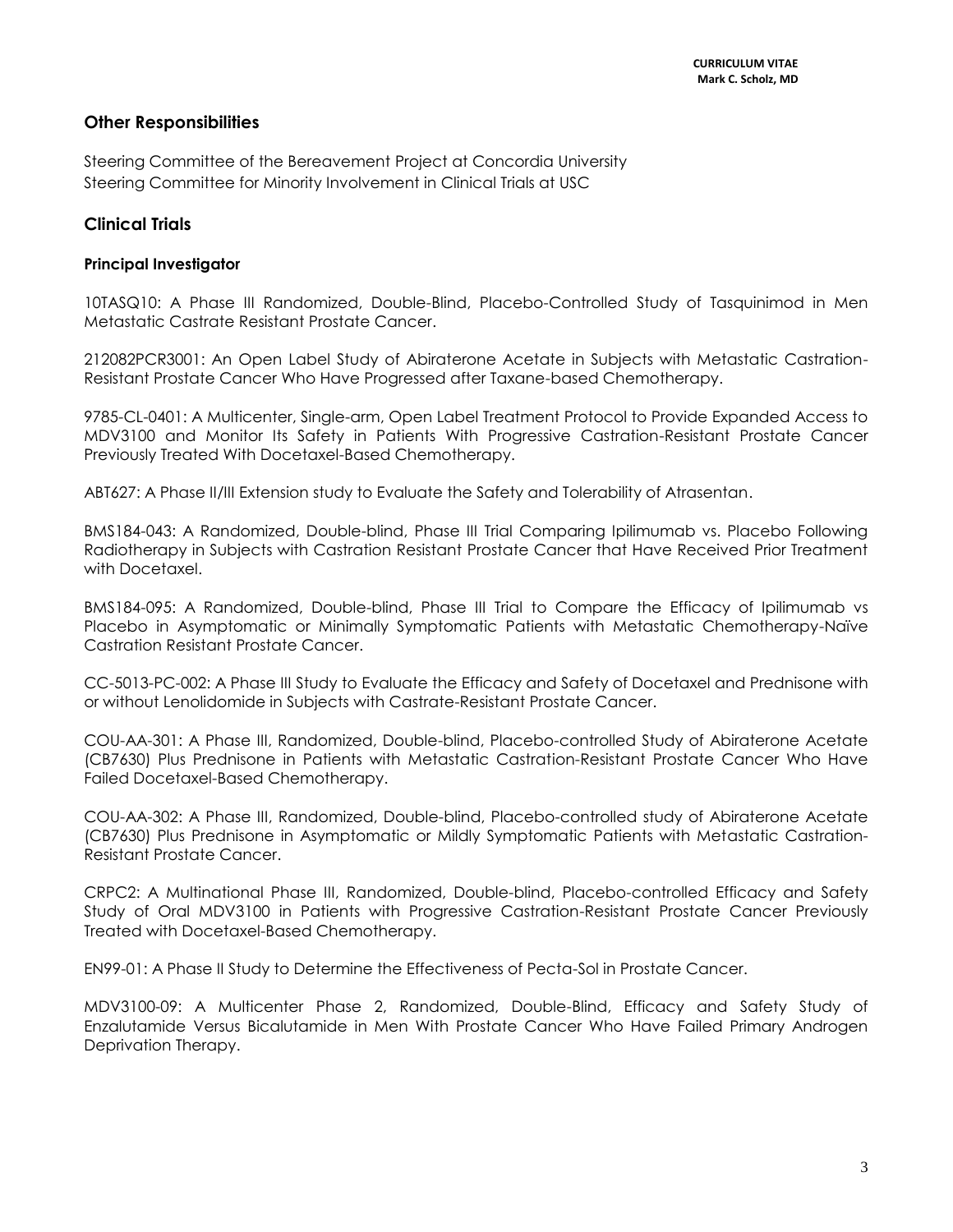## Other Responsibilities

Steering Committee of the Bereavement Project at Concordia University
Steering Committee for Minority Involvement in Clinical Trials at USC

## Clinical Trials

### Principal Investigator

10TASQ10: A Phase III Randomized, Double-Blind, Placebo-Controlled Study of Tasquinimod in Men Metastatic Castrate Resistant Prostate Cancer.

212082PCR3001: An Open Label Study of Abiraterone Acetate in Subjects with Metastatic Castration-Resistant Prostate Cancer Who Have Progressed after Taxane-based Chemotherapy.

9785-CL-0401: A Multicenter, Single-arm, Open Label Treatment Protocol to Provide Expanded Access to MDV3100 and Monitor Its Safety in Patients With Progressive Castration-Resistant Prostate Cancer Previously Treated With Docetaxel-Based Chemotherapy.

ABT627: A Phase II/III Extension study to Evaluate the Safety and Tolerability of Atrasentan.

BMS184-043: A Randomized, Double-blind, Phase III Trial Comparing Ipilimumab vs. Placebo Following Radiotherapy in Subjects with Castration Resistant Prostate Cancer that Have Received Prior Treatment with Docetaxel.

BMS184-095: A Randomized, Double-blind, Phase III Trial to Compare the Efficacy of Ipilimumab vs Placebo in Asymptomatic or Minimally Symptomatic Patients with Metastatic Chemotherapy-Naïve Castration Resistant Prostate Cancer.

CC-5013-PC-002: A Phase III Study to Evaluate the Efficacy and Safety of Docetaxel and Prednisone with or without Lenolidomide in Subjects with Castrate-Resistant Prostate Cancer.

COU-AA-301: A Phase III, Randomized, Double-blind, Placebo-controlled Study of Abiraterone Acetate (CB7630) Plus Prednisone in Patients with Metastatic Castration-Resistant Prostate Cancer Who Have Failed Docetaxel-Based Chemotherapy.

COU-AA-302: A Phase III, Randomized, Double-blind, Placebo-controlled study of Abiraterone Acetate (CB7630) Plus Prednisone in Asymptomatic or Mildly Symptomatic Patients with Metastatic Castration-Resistant Prostate Cancer.

CRPC2: A Multinational Phase III, Randomized, Double-blind, Placebo-controlled Efficacy and Safety Study of Oral MDV3100 in Patients with Progressive Castration-Resistant Prostate Cancer Previously Treated with Docetaxel-Based Chemotherapy.

EN99-01: A Phase II Study to Determine the Effectiveness of Pecta-Sol in Prostate Cancer.

MDV3100-09: A Multicenter Phase 2, Randomized, Double-Blind, Efficacy and Safety Study of Enzalutamide Versus Bicalutamide in Men With Prostate Cancer Who Have Failed Primary Androgen Deprivation Therapy.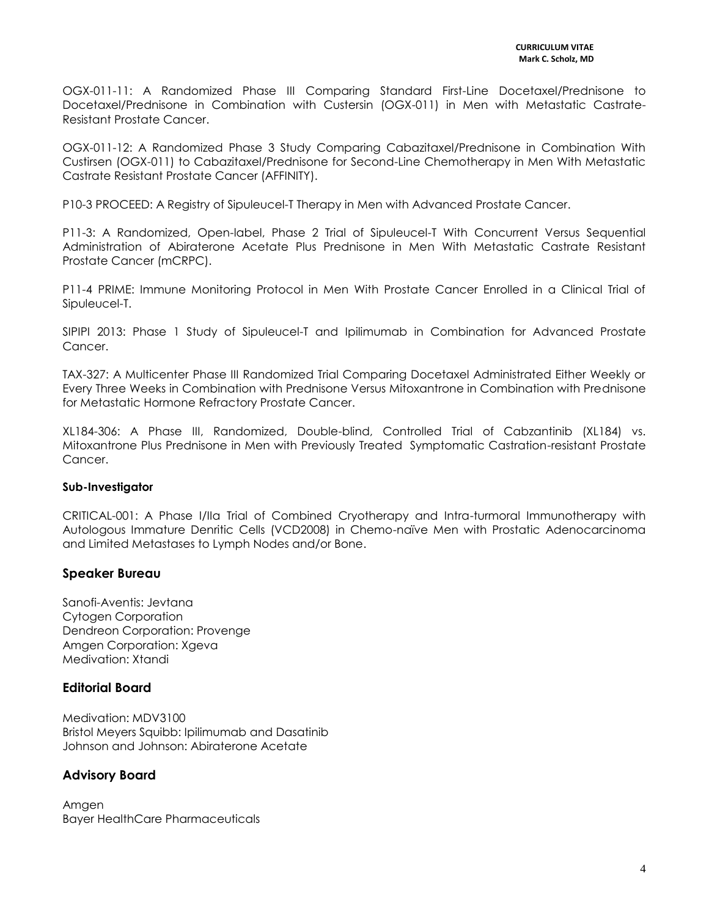OGX-011-11: A Randomized Phase III Comparing Standard First-Line Docetaxel/Prednisone to Docetaxel/Prednisone in Combination with Custersin (OGX-011) in Men with Metastatic Castrate-Resistant Prostate Cancer.

OGX-011-12: A Randomized Phase 3 Study Comparing Cabazitaxel/Prednisone in Combination With Custirsen (OGX-011) to Cabazitaxel/Prednisone for Second-Line Chemotherapy in Men With Metastatic Castrate Resistant Prostate Cancer (AFFINITY).

P10-3 PROCEED: A Registry of Sipuleucel-T Therapy in Men with Advanced Prostate Cancer.

P11-3: A Randomized, Open-label, Phase 2 Trial of Sipuleucel-T With Concurrent Versus Sequential Administration of Abiraterone Acetate Plus Prednisone in Men With Metastatic Castrate Resistant Prostate Cancer (mCRPC).

P11-4 PRIME: Immune Monitoring Protocol in Men With Prostate Cancer Enrolled in a Clinical Trial of Sipuleucel-T.

SIPIPI 2013: Phase 1 Study of Sipuleucel-T and Ipilimumab in Combination for Advanced Prostate Cancer.

TAX-327: A Multicenter Phase III Randomized Trial Comparing Docetaxel Administrated Either Weekly or Every Three Weeks in Combination with Prednisone Versus Mitoxantrone in Combination with Prednisone for Metastatic Hormone Refractory Prostate Cancer.

XL184-306: A Phase III, Randomized, Double-blind, Controlled Trial of Cabzantinib (XL184) vs. Mitoxantrone Plus Prednisone in Men with Previously Treated Symptomatic Castration-resistant Prostate Cancer.

**Sub-Investigator**

CRITICAL-001: A Phase I/IIa Trial of Combined Cryotherapy and Intra-turmoral Immunotherapy with Autologous Immature Denritic Cells (VCD2008) in Chemo-naïve Men with Prostatic Adenocarcinoma and Limited Metastases to Lymph Nodes and/or Bone.

## Speaker Bureau

Sanofi-Aventis: Jevtana
Cytogen Corporation
Dendreon Corporation: Provenge
Amgen Corporation: Xgeva
Medivation: Xtandi

## Editorial Board

Medivation: MDV3100
Bristol Meyers Squibb: Ipilimumab and Dasatinib
Johnson and Johnson: Abiraterone Acetate

## Advisory Board

Amgen
Bayer HealthCare Pharmaceuticals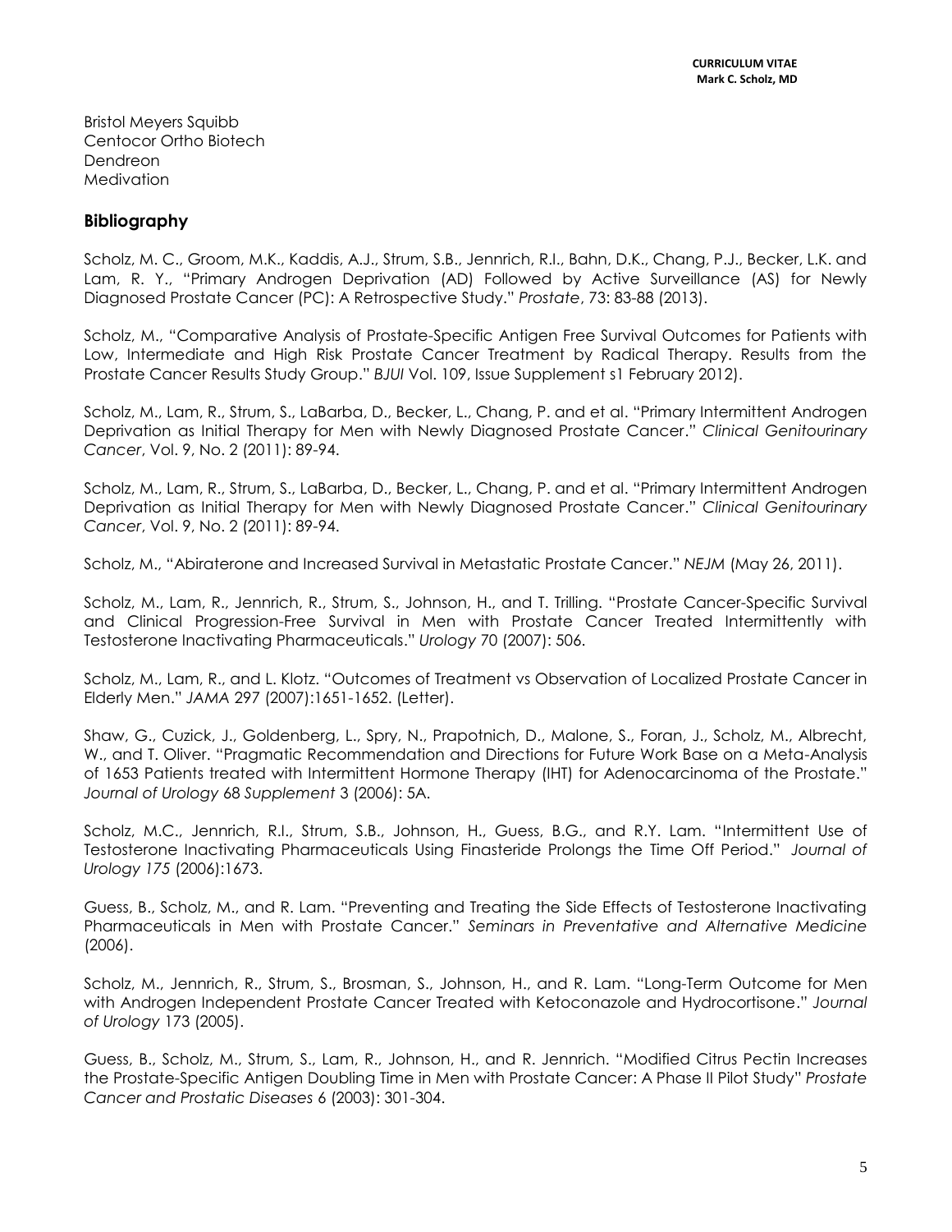Bristol Meyers Squibb
Centocor Ortho Biotech
Dendreon
Medivation

## Bibliography

Scholz, M. C., Groom, M.K., Kaddis, A.J., Strum, S.B., Jennrich, R.I., Bahn, D.K., Chang, P.J., Becker, L.K. and Lam, R. Y., "Primary Androgen Deprivation (AD) Followed by Active Surveillance (AS) for Newly Diagnosed Prostate Cancer (PC): A Retrospective Study." *Prostate*, 73: 83-88 (2013).

Scholz, M., "Comparative Analysis of Prostate-Specific Antigen Free Survival Outcomes for Patients with Low, Intermediate and High Risk Prostate Cancer Treatment by Radical Therapy. Results from the Prostate Cancer Results Study Group." *BJUI* Vol. 109, Issue Supplement s1 February 2012).

Scholz, M., Lam, R., Strum, S., LaBarba, D., Becker, L., Chang, P. and et al. "Primary Intermittent Androgen Deprivation as Initial Therapy for Men with Newly Diagnosed Prostate Cancer." *Clinical Genitourinary Cancer*, Vol. 9, No. 2 (2011): 89-94.

Scholz, M., Lam, R., Strum, S., LaBarba, D., Becker, L., Chang, P. and et al. "Primary Intermittent Androgen Deprivation as Initial Therapy for Men with Newly Diagnosed Prostate Cancer." *Clinical Genitourinary Cancer*, Vol. 9, No. 2 (2011): 89-94.

Scholz, M., "Abiraterone and Increased Survival in Metastatic Prostate Cancer." *NEJM* (May 26, 2011).

Scholz, M., Lam, R., Jennrich, R., Strum, S., Johnson, H., and T. Trilling. "Prostate Cancer-Specific Survival and Clinical Progression-Free Survival in Men with Prostate Cancer Treated Intermittently with Testosterone Inactivating Pharmaceuticals." *Urology* 70 (2007): 506.

Scholz, M., Lam, R., and L. Klotz. "Outcomes of Treatment vs Observation of Localized Prostate Cancer in Elderly Men." *JAMA* 297 (2007):1651-1652. (Letter).

Shaw, G., Cuzick, J., Goldenberg, L., Spry, N., Prapotnich, D., Malone, S., Foran, J., Scholz, M., Albrecht, W., and T. Oliver. "Pragmatic Recommendation and Directions for Future Work Base on a Meta-Analysis of 1653 Patients treated with Intermittent Hormone Therapy (IHT) for Adenocarcinoma of the Prostate." *Journal of Urology* 68 *Supplement* 3 (2006): 5A.

Scholz, M.C., Jennrich, R.I., Strum, S.B., Johnson, H., Guess, B.G., and R.Y. Lam. "Intermittent Use of Testosterone Inactivating Pharmaceuticals Using Finasteride Prolongs the Time Off Period." *Journal of Urology 175* (2006):1673.

Guess, B., Scholz, M., and R. Lam. "Preventing and Treating the Side Effects of Testosterone Inactivating Pharmaceuticals in Men with Prostate Cancer." *Seminars in Preventative and Alternative Medicine* (2006).

Scholz, M., Jennrich, R., Strum, S., Brosman, S., Johnson, H., and R. Lam. "Long-Term Outcome for Men with Androgen Independent Prostate Cancer Treated with Ketoconazole and Hydrocortisone." *Journal of Urology* 173 (2005).

Guess, B., Scholz, M., Strum, S., Lam, R., Johnson, H., and R. Jennrich. "Modified Citrus Pectin Increases the Prostate-Specific Antigen Doubling Time in Men with Prostate Cancer: A Phase II Pilot Study" *Prostate Cancer and Prostatic Diseases* 6 (2003): 301-304.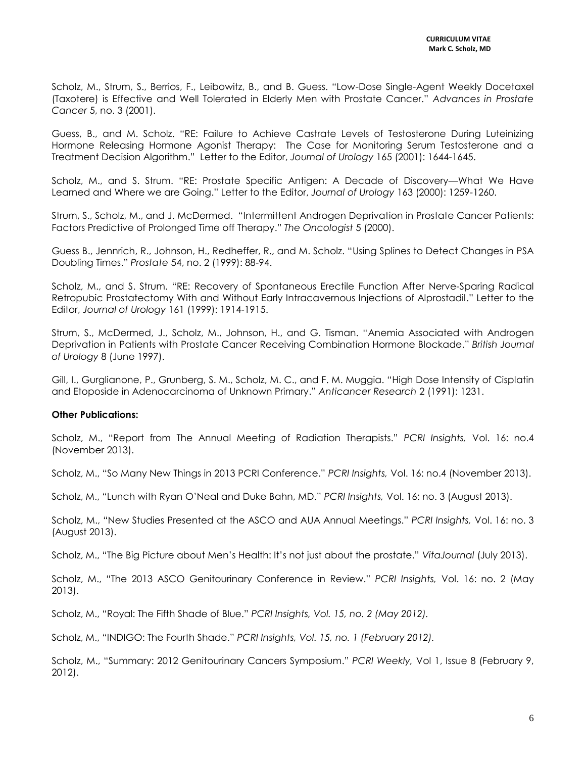Scholz, M., Strum, S., Berrios, F., Leibowitz, B., and B. Guess. "Low-Dose Single-Agent Weekly Docetaxel (Taxotere) is Effective and Well Tolerated in Elderly Men with Prostate Cancer." *Advances in Prostate Cancer* 5, no. 3 (2001).

Guess, B., and M. Scholz. "RE: Failure to Achieve Castrate Levels of Testosterone During Luteinizing Hormone Releasing Hormone Agonist Therapy: The Case for Monitoring Serum Testosterone and a Treatment Decision Algorithm." Letter to the Editor, *Journal of Urology* 165 (2001): 1644-1645.

Scholz, M., and S. Strum. "RE: Prostate Specific Antigen: A Decade of Discovery—What We Have Learned and Where we are Going." Letter to the Editor, *Journal of Urology* 163 (2000): 1259-1260.

Strum, S., Scholz, M., and J. McDermed. "Intermittent Androgen Deprivation in Prostate Cancer Patients: Factors Predictive of Prolonged Time off Therapy." *The Oncologist* 5 (2000).

Guess B., Jennrich, R., Johnson, H., Redheffer, R., and M. Scholz. "Using Splines to Detect Changes in PSA Doubling Times." *Prostate* 54, no. 2 (1999): 88-94.

Scholz, M., and S. Strum. "RE: Recovery of Spontaneous Erectile Function After Nerve-Sparing Radical Retropubic Prostatectomy With and Without Early Intracavernous Injections of Alprostadil." Letter to the Editor, *Journal of Urology* 161 (1999): 1914-1915.

Strum, S., McDermed, J., Scholz, M., Johnson, H., and G. Tisman. "Anemia Associated with Androgen Deprivation in Patients with Prostate Cancer Receiving Combination Hormone Blockade." *British Journal of Urology* 8 (June 1997).

Gill, I., Gurglianone, P., Grunberg, S. M., Scholz, M. C., and F. M. Muggia. "High Dose Intensity of Cisplatin and Etoposide in Adenocarcinoma of Unknown Primary." *Anticancer Research* 2 (1991): 1231.

**Other Publications:**

Scholz, M., "Report from The Annual Meeting of Radiation Therapists." *PCRI Insights,* Vol. 16: no.4 (November 2013).

Scholz, M., "So Many New Things in 2013 PCRI Conference." *PCRI Insights,* Vol. 16: no.4 (November 2013).

Scholz, M., "Lunch with Ryan O'Neal and Duke Bahn, MD." *PCRI Insights,* Vol. 16: no. 3 (August 2013).

Scholz, M., "New Studies Presented at the ASCO and AUA Annual Meetings." *PCRI Insights,* Vol. 16: no. 3 (August 2013).

Scholz, M., "The Big Picture about Men's Health: It's not just about the prostate." *VitaJournal* (July 2013).

Scholz, M., "The 2013 ASCO Genitourinary Conference in Review." *PCRI Insights,* Vol. 16: no. 2 (May 2013).

Scholz, M., "Royal: The Fifth Shade of Blue." *PCRI Insights, Vol. 15, no. 2 (May 2012).*

Scholz, M., "INDIGO: The Fourth Shade." *PCRI Insights, Vol. 15, no. 1 (February 2012).*

Scholz, M., "Summary: 2012 Genitourinary Cancers Symposium." *PCRI Weekly,* Vol 1, Issue 8 (February 9, 2012).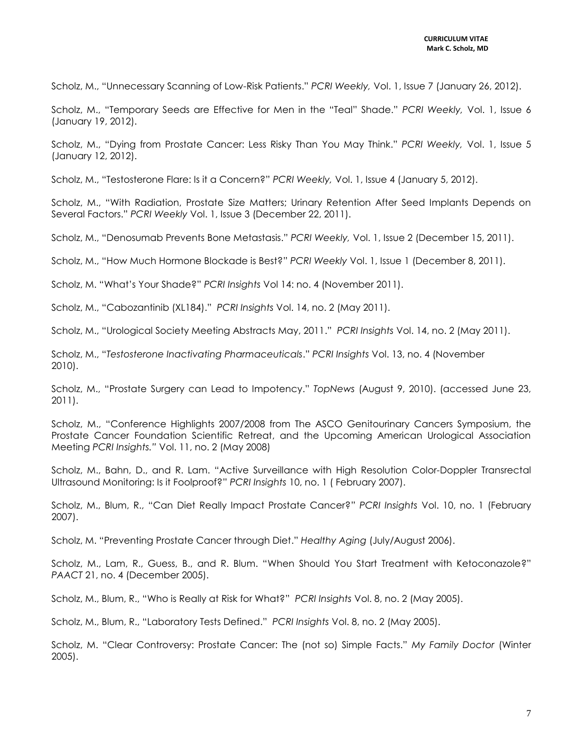Scholz, M., "Unnecessary Scanning of Low-Risk Patients." *PCRI Weekly,* Vol. 1, Issue 7 (January 26, 2012).

Scholz, M., "Temporary Seeds are Effective for Men in the "Teal" Shade." *PCRI Weekly,* Vol. 1, Issue 6 (January 19, 2012).

Scholz, M., "Dying from Prostate Cancer: Less Risky Than You May Think." *PCRI Weekly,* Vol. 1, Issue 5 (January 12, 2012).

Scholz, M., "Testosterone Flare: Is it a Concern?" *PCRI Weekly,* Vol. 1, Issue 4 (January 5, 2012).

Scholz, M., "With Radiation, Prostate Size Matters; Urinary Retention After Seed Implants Depends on Several Factors." *PCRI Weekly* Vol. 1, Issue 3 (December 22, 2011).

Scholz, M., "Denosumab Prevents Bone Metastasis." *PCRI Weekly,* Vol. 1, Issue 2 (December 15, 2011).

Scholz, M., "How Much Hormone Blockade is Best?" *PCRI Weekly* Vol. 1, Issue 1 (December 8, 2011).

Scholz, M. "What's Your Shade?" *PCRI Insights* Vol 14: no. 4 (November 2011).

Scholz, M., "Cabozantinib (XL184)." *PCRI Insights* Vol. 14, no. 2 (May 2011).

Scholz, M., "Urological Society Meeting Abstracts May, 2011." *PCRI Insights* Vol. 14, no. 2 (May 2011).

Scholz, M., "*Testosterone Inactivating Pharmaceuticals*." *PCRI Insights* Vol. 13, no. 4 (November 2010).

Scholz, M., "Prostate Surgery can Lead to Impotency." *TopNews* (August 9, 2010). (accessed June 23, 2011).

Scholz, M., "Conference Highlights 2007/2008 from The ASCO Genitourinary Cancers Symposium, the Prostate Cancer Foundation Scientific Retreat, and the Upcoming American Urological Association Meeting *PCRI Insights."* Vol. 11, no. 2 (May 2008)

Scholz, M., Bahn, D., and R. Lam. "Active Surveillance with High Resolution Color-Doppler Transrectal Ultrasound Monitoring: Is it Foolproof?" *PCRI Insights* 10, no. 1 ( February 2007).

Scholz, M., Blum, R., "Can Diet Really Impact Prostate Cancer?" *PCRI Insights* Vol. 10, no. 1 (February 2007).

Scholz, M. "Preventing Prostate Cancer through Diet." *Healthy Aging* (July/August 2006).

Scholz, M., Lam, R., Guess, B., and R. Blum. "When Should You Start Treatment with Ketoconazole?" *PAACT* 21, no. 4 (December 2005).

Scholz, M., Blum, R., "Who is Really at Risk for What?" *PCRI Insights* Vol. 8, no. 2 (May 2005).

Scholz, M., Blum, R., "Laboratory Tests Defined." *PCRI Insights* Vol. 8, no. 2 (May 2005).

Scholz, M. "Clear Controversy: Prostate Cancer: The (not so) Simple Facts." *My Family Doctor* (Winter 2005).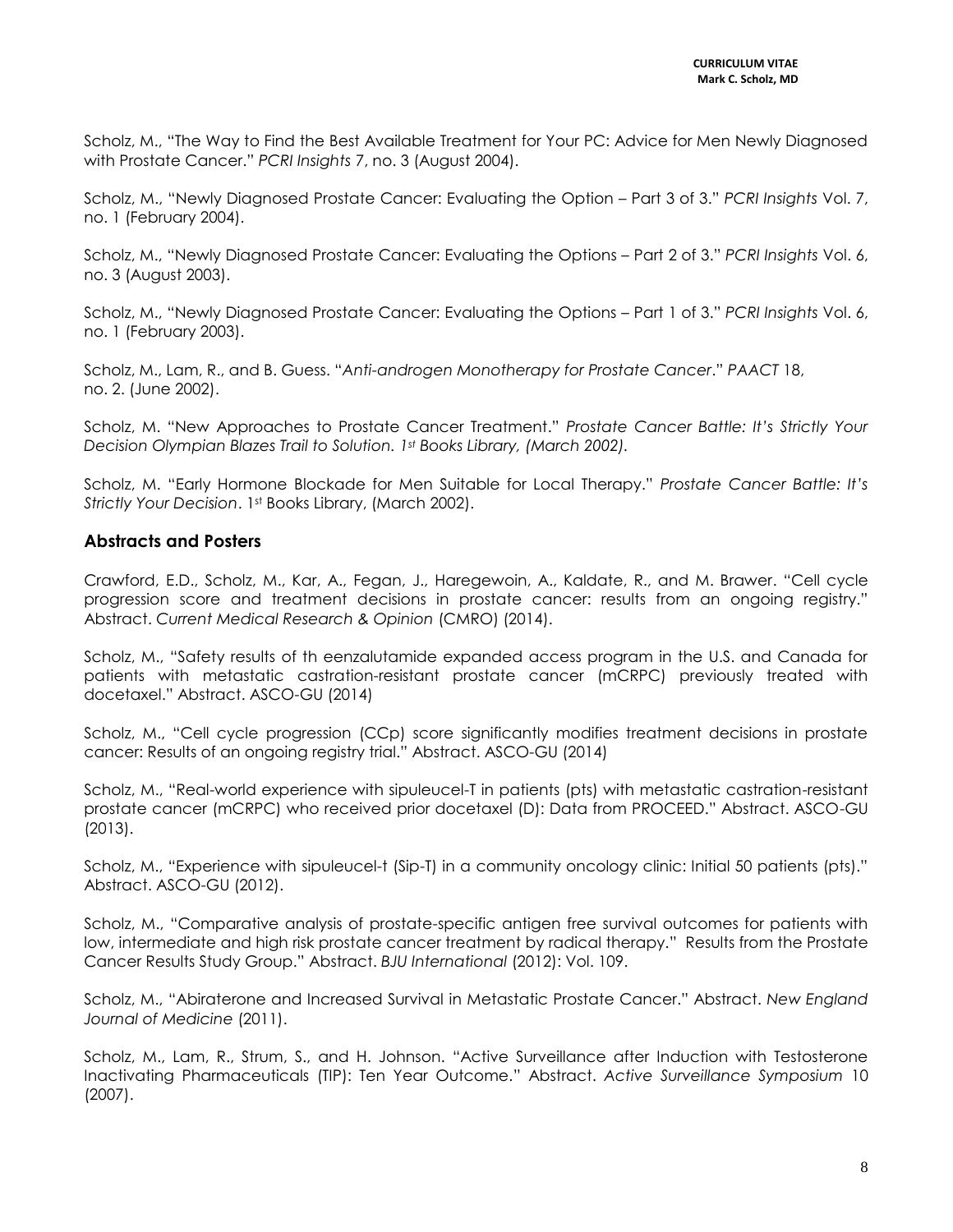Scholz, M., "The Way to Find the Best Available Treatment for Your PC: Advice for Men Newly Diagnosed with Prostate Cancer." *PCRI Insights* 7, no. 3 (August 2004).

Scholz, M., "Newly Diagnosed Prostate Cancer: Evaluating the Option – Part 3 of 3." *PCRI Insights* Vol. 7, no. 1 (February 2004).

Scholz, M., "Newly Diagnosed Prostate Cancer: Evaluating the Options – Part 2 of 3." *PCRI Insights* Vol. 6, no. 3 (August 2003).

Scholz, M., "Newly Diagnosed Prostate Cancer: Evaluating the Options – Part 1 of 3." *PCRI Insights* Vol. 6, no. 1 (February 2003).

Scholz, M., Lam, R., and B. Guess. "*Anti-androgen Monotherapy for Prostate Cancer*." *PAACT* 18, no. 2. (June 2002).

Scholz, M. "New Approaches to Prostate Cancer Treatment." *Prostate Cancer Battle: It's Strictly Your Decision Olympian Blazes Trail to Solution. 1st Books Library, (March 2002).*

Scholz, M. "Early Hormone Blockade for Men Suitable for Local Therapy." *Prostate Cancer Battle: It's Strictly Your Decision*. 1st Books Library, (March 2002).

## Abstracts and Posters

Crawford, E.D., Scholz, M., Kar, A., Fegan, J., Haregewoin, A., Kaldate, R., and M. Brawer. "Cell cycle progression score and treatment decisions in prostate cancer: results from an ongoing registry." Abstract. *Current Medical Research & Opinion* (CMRO) (2014).

Scholz, M., "Safety results of th eenzalutamide expanded access program in the U.S. and Canada for patients with metastatic castration-resistant prostate cancer (mCRPC) previously treated with docetaxel." Abstract. ASCO-GU (2014)

Scholz, M., "Cell cycle progression (CCp) score significantly modifies treatment decisions in prostate cancer: Results of an ongoing registry trial." Abstract. ASCO-GU (2014)

Scholz, M., "Real-world experience with sipuleucel-T in patients (pts) with metastatic castration-resistant prostate cancer (mCRPC) who received prior docetaxel (D): Data from PROCEED." Abstract. ASCO-GU (2013).

Scholz, M., "Experience with sipuleucel-t (Sip-T) in a community oncology clinic: Initial 50 patients (pts)." Abstract. ASCO-GU (2012).

Scholz, M., "Comparative analysis of prostate-specific antigen free survival outcomes for patients with low, intermediate and high risk prostate cancer treatment by radical therapy." Results from the Prostate Cancer Results Study Group." Abstract. *BJU International* (2012): Vol. 109.

Scholz, M., "Abiraterone and Increased Survival in Metastatic Prostate Cancer." Abstract. *New England Journal of Medicine* (2011).

Scholz, M., Lam, R., Strum, S., and H. Johnson. "Active Surveillance after Induction with Testosterone Inactivating Pharmaceuticals (TIP): Ten Year Outcome." Abstract. *Active Surveillance Symposium* 10 (2007).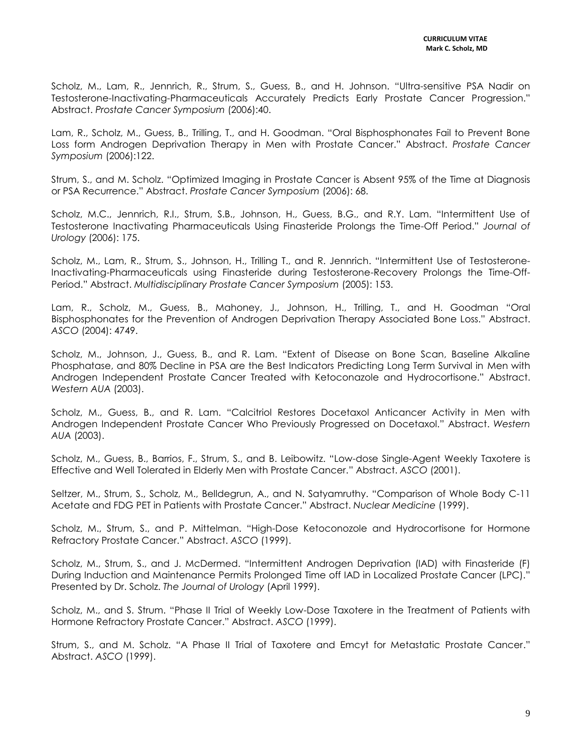Scholz, M., Lam, R., Jennrich, R., Strum, S., Guess, B., and H. Johnson. "Ultra-sensitive PSA Nadir on Testosterone-Inactivating-Pharmaceuticals Accurately Predicts Early Prostate Cancer Progression." Abstract. *Prostate Cancer Symposium* (2006):40.

Lam, R., Scholz, M., Guess, B., Trilling, T., and H. Goodman. "Oral Bisphosphonates Fail to Prevent Bone Loss form Androgen Deprivation Therapy in Men with Prostate Cancer." Abstract. *Prostate Cancer Symposium* (2006):122.

Strum, S., and M. Scholz. "Optimized Imaging in Prostate Cancer is Absent 95% of the Time at Diagnosis or PSA Recurrence." Abstract. *Prostate Cancer Symposium* (2006): 68.

Scholz, M.C., Jennrich, R.I., Strum, S.B., Johnson, H., Guess, B.G., and R.Y. Lam. "Intermittent Use of Testosterone Inactivating Pharmaceuticals Using Finasteride Prolongs the Time-Off Period." *Journal of Urology* (2006): 175.

Scholz, M., Lam, R., Strum, S., Johnson, H., Trilling T., and R. Jennrich. "Intermittent Use of Testosterone-Inactivating-Pharmaceuticals using Finasteride during Testosterone-Recovery Prolongs the Time-Off-Period." Abstract. *Multidisciplinary Prostate Cancer Symposium* (2005): 153.

Lam, R., Scholz, M., Guess, B., Mahoney, J., Johnson, H., Trilling, T., and H. Goodman "Oral Bisphosphonates for the Prevention of Androgen Deprivation Therapy Associated Bone Loss." Abstract. *ASCO* (2004): 4749.

Scholz, M., Johnson, J., Guess, B., and R. Lam. "Extent of Disease on Bone Scan, Baseline Alkaline Phosphatase, and 80% Decline in PSA are the Best Indicators Predicting Long Term Survival in Men with Androgen Independent Prostate Cancer Treated with Ketoconazole and Hydrocortisone." Abstract. *Western AUA* (2003).

Scholz, M., Guess, B., and R. Lam. "Calcitriol Restores Docetaxol Anticancer Activity in Men with Androgen Independent Prostate Cancer Who Previously Progressed on Docetaxol." Abstract. *Western AUA* (2003).

Scholz, M., Guess, B., Barrios, F., Strum, S., and B. Leibowitz. "Low-dose Single-Agent Weekly Taxotere is Effective and Well Tolerated in Elderly Men with Prostate Cancer." Abstract. *ASCO* (2001).

Seltzer, M., Strum, S., Scholz, M., Belldegrun, A., and N. Satyamruthy. "Comparison of Whole Body C-11 Acetate and FDG PET in Patients with Prostate Cancer." Abstract. *Nuclear Medicine* (1999).

Scholz, M., Strum, S., and P. Mittelman. "High-Dose Ketoconozole and Hydrocortisone for Hormone Refractory Prostate Cancer." Abstract. *ASCO* (1999).

Scholz, M., Strum, S., and J. McDermed. "Intermittent Androgen Deprivation (IAD) with Finasteride (F) During Induction and Maintenance Permits Prolonged Time off IAD in Localized Prostate Cancer (LPC)." Presented by Dr. Scholz. *The Journal of Urology* (April 1999).

Scholz, M., and S. Strum. "Phase II Trial of Weekly Low-Dose Taxotere in the Treatment of Patients with Hormone Refractory Prostate Cancer." Abstract. *ASCO* (1999).

Strum, S., and M. Scholz. "A Phase II Trial of Taxotere and Emcyt for Metastatic Prostate Cancer." Abstract. *ASCO* (1999).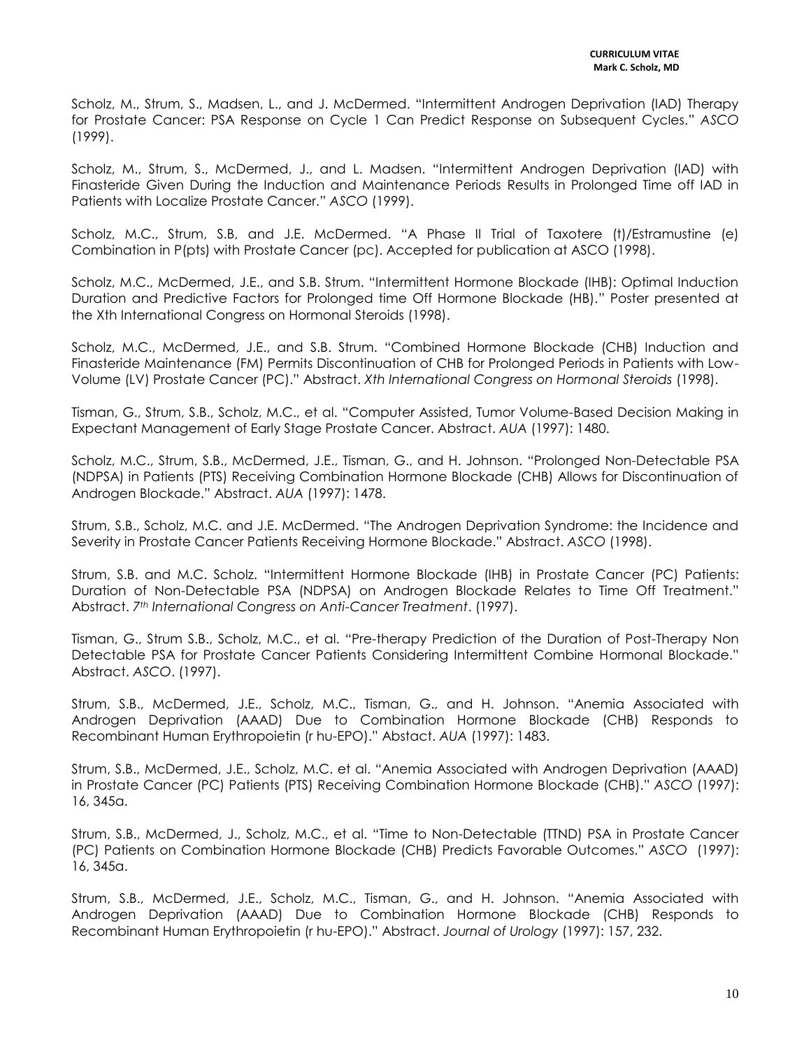Scholz, M., Strum, S., Madsen, L., and J. McDermed. "Intermittent Androgen Deprivation (IAD) Therapy for Prostate Cancer: PSA Response on Cycle 1 Can Predict Response on Subsequent Cycles." *ASCO* (1999).

Scholz, M., Strum, S., McDermed, J., and L. Madsen. "Intermittent Androgen Deprivation (IAD) with Finasteride Given During the Induction and Maintenance Periods Results in Prolonged Time off IAD in Patients with Localize Prostate Cancer." *ASCO* (1999).

Scholz, M.C., Strum, S.B, and J.E. McDermed. "A Phase II Trial of Taxotere (t)/Estramustine (e) Combination in P(pts) with Prostate Cancer (pc). Accepted for publication at ASCO (1998).

Scholz, M.C., McDermed, J.E., and S.B. Strum. "Intermittent Hormone Blockade (IHB): Optimal Induction Duration and Predictive Factors for Prolonged time Off Hormone Blockade (HB)." Poster presented at the Xth International Congress on Hormonal Steroids (1998).

Scholz, M.C., McDermed, J.E., and S.B. Strum. "Combined Hormone Blockade (CHB) Induction and Finasteride Maintenance (FM) Permits Discontinuation of CHB for Prolonged Periods in Patients with Low-Volume (LV) Prostate Cancer (PC)." Abstract. *Xth International Congress on Hormonal Steroids* (1998).

Tisman, G., Strum, S.B., Scholz, M.C., et al. "Computer Assisted, Tumor Volume-Based Decision Making in Expectant Management of Early Stage Prostate Cancer. Abstract. *AUA* (1997): 1480.

Scholz, M.C., Strum, S.B., McDermed, J.E., Tisman, G., and H. Johnson. "Prolonged Non-Detectable PSA (NDPSA) in Patients (PTS) Receiving Combination Hormone Blockade (CHB) Allows for Discontinuation of Androgen Blockade." Abstract. *AUA* (1997): 1478.

Strum, S.B., Scholz, M.C. and J.E. McDermed. "The Androgen Deprivation Syndrome: the Incidence and Severity in Prostate Cancer Patients Receiving Hormone Blockade." Abstract. *ASCO* (1998).

Strum, S.B. and M.C. Scholz. "Intermittent Hormone Blockade (IHB) in Prostate Cancer (PC) Patients: Duration of Non-Detectable PSA (NDPSA) on Androgen Blockade Relates to Time Off Treatment." Abstract. *7th International Congress on Anti-Cancer Treatment*. (1997).

Tisman, G., Strum S.B., Scholz, M.C., et al. "Pre-therapy Prediction of the Duration of Post-Therapy Non Detectable PSA for Prostate Cancer Patients Considering Intermittent Combine Hormonal Blockade." Abstract. *ASCO*. (1997).

Strum, S.B., McDermed, J.E., Scholz, M.C., Tisman, G., and H. Johnson. "Anemia Associated with Androgen Deprivation (AAAD) Due to Combination Hormone Blockade (CHB) Responds to Recombinant Human Erythropoietin (r hu-EPO)." Abstact. *AUA* (1997): 1483.

Strum, S.B., McDermed, J.E., Scholz, M.C. et al. "Anemia Associated with Androgen Deprivation (AAAD) in Prostate Cancer (PC) Patients (PTS) Receiving Combination Hormone Blockade (CHB)." *ASCO* (1997): 16, 345a.

Strum, S.B., McDermed, J., Scholz, M.C., et al. "Time to Non-Detectable (TTND) PSA in Prostate Cancer (PC) Patients on Combination Hormone Blockade (CHB) Predicts Favorable Outcomes." *ASCO* (1997): 16, 345a.

Strum, S.B., McDermed, J.E., Scholz, M.C., Tisman, G., and H. Johnson. "Anemia Associated with Androgen Deprivation (AAAD) Due to Combination Hormone Blockade (CHB) Responds to Recombinant Human Erythropoietin (r hu-EPO)." Abstract. *Journal of Urology* (1997): 157, 232.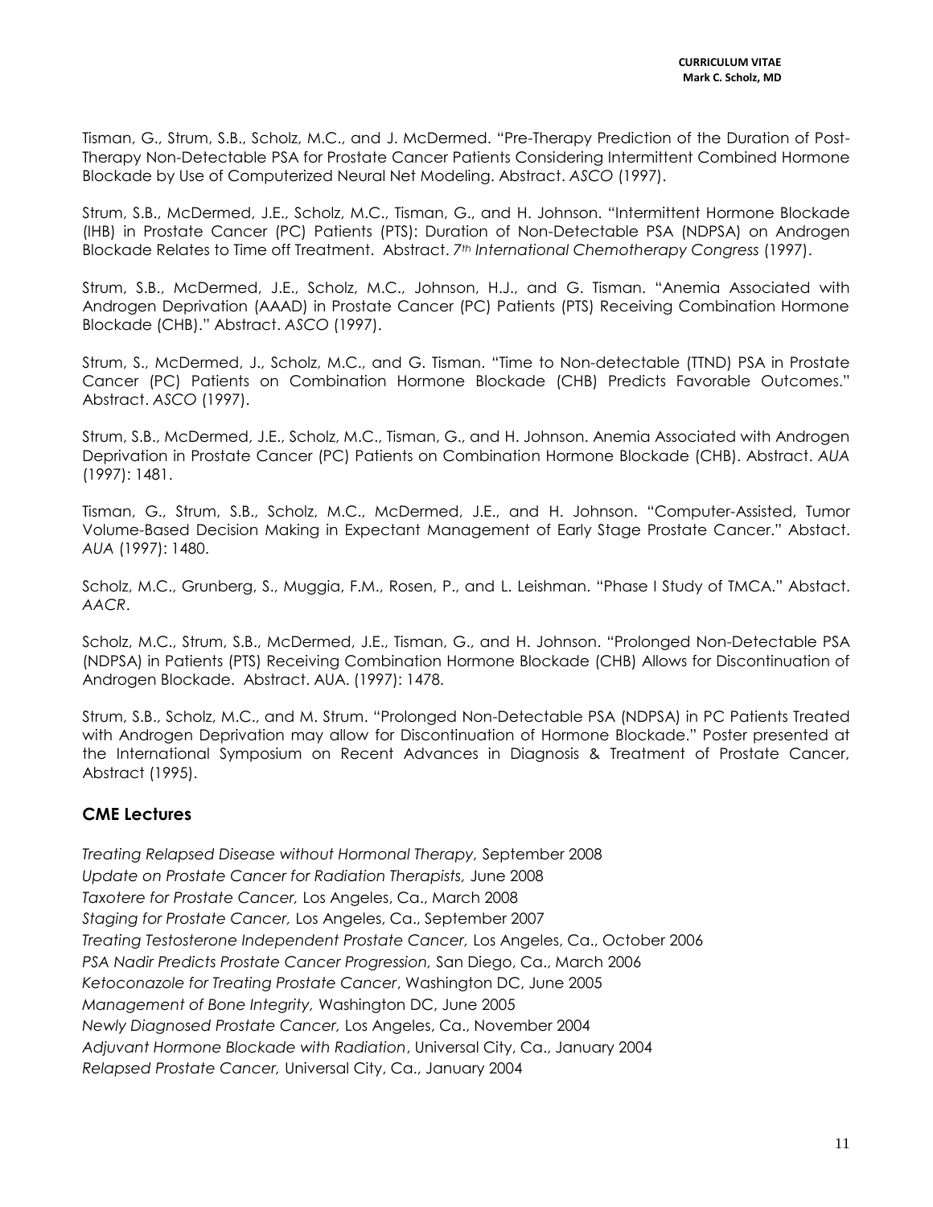Tisman, G., Strum, S.B., Scholz, M.C., and J. McDermed. "Pre-Therapy Prediction of the Duration of Post-Therapy Non-Detectable PSA for Prostate Cancer Patients Considering Intermittent Combined Hormone Blockade by Use of Computerized Neural Net Modeling. Abstract. *ASCO* (1997).

Strum, S.B., McDermed, J.E., Scholz, M.C., Tisman, G., and H. Johnson. "Intermittent Hormone Blockade (IHB) in Prostate Cancer (PC) Patients (PTS): Duration of Non-Detectable PSA (NDPSA) on Androgen Blockade Relates to Time off Treatment. Abstract. *7th International Chemotherapy Congress* (1997).

Strum, S.B., McDermed, J.E., Scholz, M.C., Johnson, H.J., and G. Tisman. "Anemia Associated with Androgen Deprivation (AAAD) in Prostate Cancer (PC) Patients (PTS) Receiving Combination Hormone Blockade (CHB)." Abstract. *ASCO* (1997).

Strum, S., McDermed, J., Scholz, M.C., and G. Tisman. "Time to Non-detectable (TTND) PSA in Prostate Cancer (PC) Patients on Combination Hormone Blockade (CHB) Predicts Favorable Outcomes." Abstract. *ASCO* (1997).

Strum, S.B., McDermed, J.E., Scholz, M.C., Tisman, G., and H. Johnson. Anemia Associated with Androgen Deprivation in Prostate Cancer (PC) Patients on Combination Hormone Blockade (CHB). Abstract. *AUA* (1997): 1481.

Tisman, G., Strum, S.B., Scholz, M.C., McDermed, J.E., and H. Johnson. "Computer-Assisted, Tumor Volume-Based Decision Making in Expectant Management of Early Stage Prostate Cancer." Abstact. *AUA* (1997): 1480.

Scholz, M.C., Grunberg, S., Muggia, F.M., Rosen, P., and L. Leishman. "Phase I Study of TMCA." Abstact. *AACR*.

Scholz, M.C., Strum, S.B., McDermed, J.E., Tisman, G., and H. Johnson. "Prolonged Non-Detectable PSA (NDPSA) in Patients (PTS) Receiving Combination Hormone Blockade (CHB) Allows for Discontinuation of Androgen Blockade. Abstract. AUA. (1997): 1478.

Strum, S.B., Scholz, M.C., and M. Strum. "Prolonged Non-Detectable PSA (NDPSA) in PC Patients Treated with Androgen Deprivation may allow for Discontinuation of Hormone Blockade." Poster presented at the International Symposium on Recent Advances in Diagnosis & Treatment of Prostate Cancer, Abstract (1995).

## CME Lectures

*Treating Relapsed Disease without Hormonal Therapy,* September 2008
*Update on Prostate Cancer for Radiation Therapists,* June 2008
*Taxotere for Prostate Cancer,* Los Angeles, Ca., March 2008
*Staging for Prostate Cancer,* Los Angeles, Ca., September 2007
*Treating Testosterone Independent Prostate Cancer,* Los Angeles, Ca., October 2006
*PSA Nadir Predicts Prostate Cancer Progression,* San Diego, Ca., March 2006
*Ketoconazole for Treating Prostate Cancer*, Washington DC, June 2005
*Management of Bone Integrity,* Washington DC, June 2005
*Newly Diagnosed Prostate Cancer,* Los Angeles, Ca., November 2004
*Adjuvant Hormone Blockade with Radiation*, Universal City, Ca., January 2004
*Relapsed Prostate Cancer,* Universal City, Ca., January 2004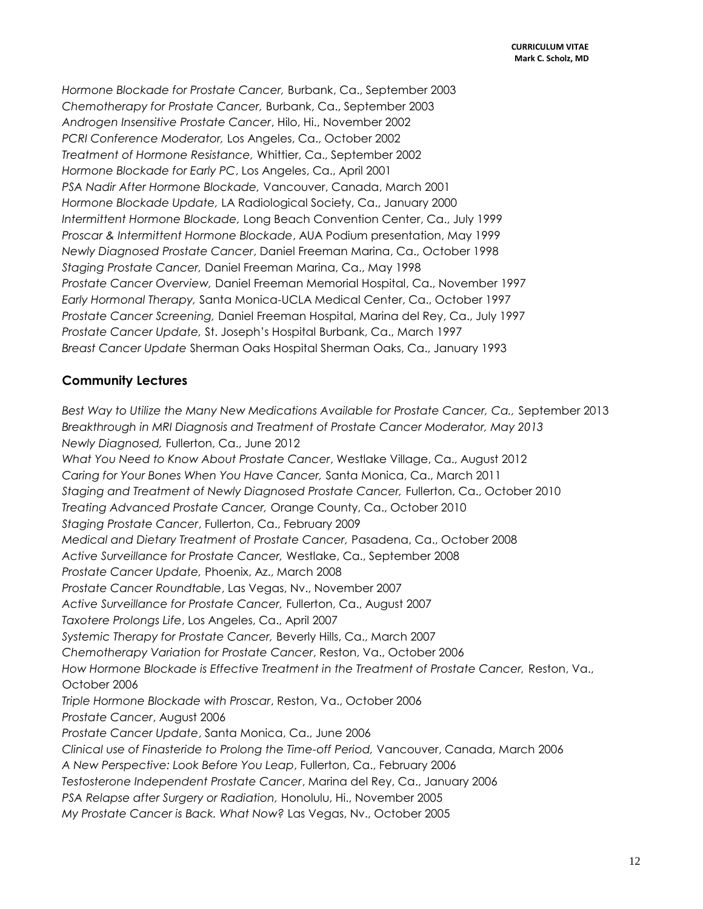*Hormone Blockade for Prostate Cancer,* Burbank, Ca., September 2003
*Chemotherapy for Prostate Cancer,* Burbank, Ca., September 2003
*Androgen Insensitive Prostate Cancer*, Hilo, Hi., November 2002
*PCRI Conference Moderator,* Los Angeles, Ca., October 2002
*Treatment of Hormone Resistance,* Whittier, Ca., September 2002
*Hormone Blockade for Early PC*, Los Angeles, Ca., April 2001
*PSA Nadir After Hormone Blockade,* Vancouver, Canada, March 2001
*Hormone Blockade Update,* LA Radiological Society, Ca., January 2000
*Intermittent Hormone Blockade,* Long Beach Convention Center, Ca., July 1999
*Proscar & Intermittent Hormone Blockade*, AUA Podium presentation, May 1999
*Newly Diagnosed Prostate Cancer*, Daniel Freeman Marina, Ca., October 1998
*Staging Prostate Cancer,* Daniel Freeman Marina, Ca., May 1998
*Prostate Cancer Overview,* Daniel Freeman Memorial Hospital, Ca., November 1997
*Early Hormonal Therapy,* Santa Monica-UCLA Medical Center, Ca., October 1997
*Prostate Cancer Screening,* Daniel Freeman Hospital, Marina del Rey, Ca., July 1997
*Prostate Cancer Update,* St. Joseph's Hospital Burbank, Ca., March 1997
*Breast Cancer Update* Sherman Oaks Hospital Sherman Oaks, Ca., January 1993

## Community Lectures

*Best Way to Utilize the Many New Medications Available for Prostate Cancer, Ca.,* September 2013
*Breakthrough in MRI Diagnosis and Treatment of Prostate Cancer Moderator, May 2013*
*Newly Diagnosed,* Fullerton, Ca., June 2012
*What You Need to Know About Prostate Cancer*, Westlake Village, Ca., August 2012
*Caring for Your Bones When You Have Cancer,* Santa Monica, Ca., March 2011
*Staging and Treatment of Newly Diagnosed Prostate Cancer,* Fullerton, Ca., October 2010
*Treating Advanced Prostate Cancer,* Orange County, Ca., October 2010
*Staging Prostate Cancer*, Fullerton, Ca., February 2009
*Medical and Dietary Treatment of Prostate Cancer,* Pasadena, Ca., October 2008
*Active Surveillance for Prostate Cancer,* Westlake, Ca., September 2008
*Prostate Cancer Update,* Phoenix, Az., March 2008
*Prostate Cancer Roundtable*, Las Vegas, Nv., November 2007
*Active Surveillance for Prostate Cancer,* Fullerton, Ca., August 2007
*Taxotere Prolongs Life*, Los Angeles, Ca., April 2007
*Systemic Therapy for Prostate Cancer,* Beverly Hills, Ca., March 2007
*Chemotherapy Variation for Prostate Cancer*, Reston, Va., October 2006
*How Hormone Blockade is Effective Treatment in the Treatment of Prostate Cancer,* Reston, Va., October 2006
*Triple Hormone Blockade with Proscar*, Reston, Va., October 2006
*Prostate Cancer*, August 2006
*Prostate Cancer Update*, Santa Monica, Ca., June 2006
*Clinical use of Finasteride to Prolong the Time-off Period,* Vancouver, Canada, March 2006
*A New Perspective: Look Before You Leap*, Fullerton, Ca., February 2006
*Testosterone Independent Prostate Cancer*, Marina del Rey, Ca., January 2006
*PSA Relapse after Surgery or Radiation,* Honolulu, Hi., November 2005
*My Prostate Cancer is Back. What Now?* Las Vegas, Nv., October 2005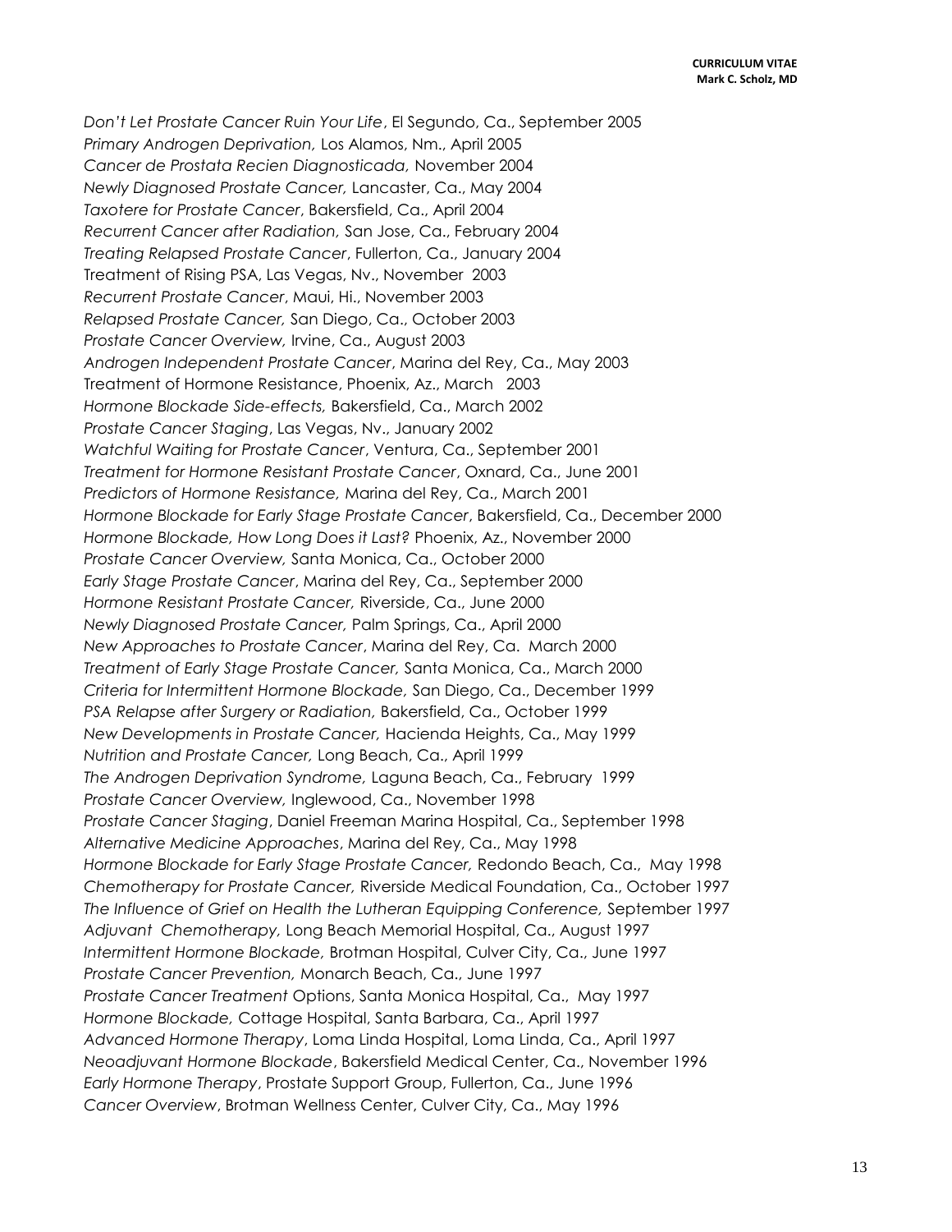*Don't Let Prostate Cancer Ruin Your Life*, El Segundo, Ca., September 2005
*Primary Androgen Deprivation,* Los Alamos, Nm., April 2005
*Cancer de Prostata Recien Diagnosticada,* November 2004
*Newly Diagnosed Prostate Cancer,* Lancaster, Ca., May 2004
*Taxotere for Prostate Cancer*, Bakersfield, Ca., April 2004
*Recurrent Cancer after Radiation,* San Jose, Ca., February 2004
*Treating Relapsed Prostate Cancer*, Fullerton, Ca., January 2004
Treatment of Rising PSA, Las Vegas, Nv., November 2003
*Recurrent Prostate Cancer*, Maui, Hi., November 2003
*Relapsed Prostate Cancer,* San Diego, Ca., October 2003
*Prostate Cancer Overview,* Irvine, Ca., August 2003
*Androgen Independent Prostate Cancer*, Marina del Rey, Ca., May 2003
Treatment of Hormone Resistance, Phoenix, Az., March 2003
*Hormone Blockade Side-effects,* Bakersfield, Ca., March 2002
*Prostate Cancer Staging*, Las Vegas, Nv., January 2002
*Watchful Waiting for Prostate Cancer*, Ventura, Ca., September 2001
*Treatment for Hormone Resistant Prostate Cancer*, Oxnard, Ca., June 2001
*Predictors of Hormone Resistance,* Marina del Rey, Ca., March 2001
*Hormone Blockade for Early Stage Prostate Cancer*, Bakersfield, Ca., December 2000
*Hormone Blockade, How Long Does it Last?* Phoenix, Az., November 2000
*Prostate Cancer Overview,* Santa Monica, Ca., October 2000
*Early Stage Prostate Cancer*, Marina del Rey, Ca., September 2000
*Hormone Resistant Prostate Cancer,* Riverside, Ca., June 2000
*Newly Diagnosed Prostate Cancer,* Palm Springs, Ca., April 2000
*New Approaches to Prostate Cancer*, Marina del Rey, Ca. March 2000
*Treatment of Early Stage Prostate Cancer,* Santa Monica, Ca., March 2000
*Criteria for Intermittent Hormone Blockade,* San Diego, Ca., December 1999
*PSA Relapse after Surgery or Radiation,* Bakersfield, Ca., October 1999
*New Developments in Prostate Cancer,* Hacienda Heights, Ca., May 1999
*Nutrition and Prostate Cancer,* Long Beach, Ca., April 1999
*The Androgen Deprivation Syndrome,* Laguna Beach, Ca., February 1999
*Prostate Cancer Overview,* Inglewood, Ca., November 1998
*Prostate Cancer Staging*, Daniel Freeman Marina Hospital, Ca., September 1998
*Alternative Medicine Approaches*, Marina del Rey, Ca., May 1998
*Hormone Blockade for Early Stage Prostate Cancer,* Redondo Beach, Ca., May 1998
*Chemotherapy for Prostate Cancer,* Riverside Medical Foundation, Ca., October 1997
*The Influence of Grief on Health the Lutheran Equipping Conference,* September 1997
*Adjuvant Chemotherapy,* Long Beach Memorial Hospital, Ca., August 1997
*Intermittent Hormone Blockade,* Brotman Hospital, Culver City, Ca., June 1997
*Prostate Cancer Prevention,* Monarch Beach, Ca., June 1997
*Prostate Cancer Treatment* Options, Santa Monica Hospital, Ca., May 1997
*Hormone Blockade,* Cottage Hospital, Santa Barbara, Ca., April 1997
*Advanced Hormone Therapy*, Loma Linda Hospital, Loma Linda, Ca., April 1997
*Neoadjuvant Hormone Blockade*, Bakersfield Medical Center, Ca., November 1996
*Early Hormone Therapy*, Prostate Support Group, Fullerton, Ca., June 1996
*Cancer Overview*, Brotman Wellness Center, Culver City, Ca., May 1996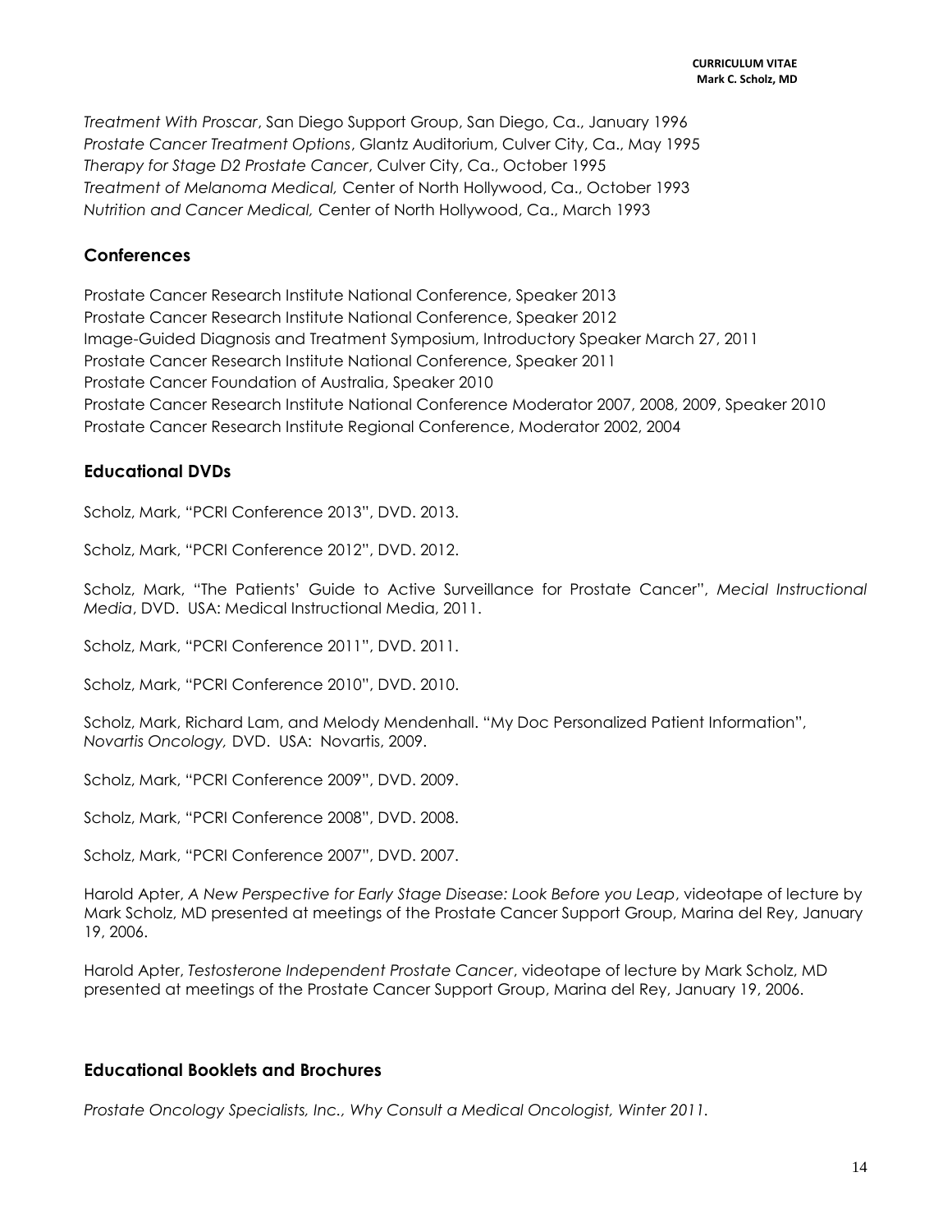*Treatment With Proscar*, San Diego Support Group, San Diego, Ca., January 1996
*Prostate Cancer Treatment Options*, Glantz Auditorium, Culver City, Ca., May 1995
*Therapy for Stage D2 Prostate Cancer*, Culver City, Ca., October 1995
*Treatment of Melanoma Medical,* Center of North Hollywood, Ca., October 1993
*Nutrition and Cancer Medical,* Center of North Hollywood, Ca., March 1993

## Conferences

Prostate Cancer Research Institute National Conference, Speaker 2013
Prostate Cancer Research Institute National Conference, Speaker 2012
Image-Guided Diagnosis and Treatment Symposium, Introductory Speaker March 27, 2011
Prostate Cancer Research Institute National Conference, Speaker 2011
Prostate Cancer Foundation of Australia, Speaker 2010
Prostate Cancer Research Institute National Conference Moderator 2007, 2008, 2009, Speaker 2010
Prostate Cancer Research Institute Regional Conference, Moderator 2002, 2004

## Educational DVDs

Scholz, Mark, "PCRI Conference 2013", DVD. 2013.

Scholz, Mark, "PCRI Conference 2012", DVD. 2012.

Scholz, Mark, "The Patients' Guide to Active Surveillance for Prostate Cancer", *Mecial Instructional Media*, DVD. USA: Medical Instructional Media, 2011.

Scholz, Mark, "PCRI Conference 2011", DVD. 2011.

Scholz, Mark, "PCRI Conference 2010", DVD. 2010.

Scholz, Mark, Richard Lam, and Melody Mendenhall. "My Doc Personalized Patient Information", *Novartis Oncology,* DVD. USA: Novartis, 2009.

Scholz, Mark, "PCRI Conference 2009", DVD. 2009.

Scholz, Mark, "PCRI Conference 2008", DVD. 2008.

Scholz, Mark, "PCRI Conference 2007", DVD. 2007.

Harold Apter, *A New Perspective for Early Stage Disease: Look Before you Leap*, videotape of lecture by Mark Scholz, MD presented at meetings of the Prostate Cancer Support Group, Marina del Rey, January 19, 2006.

Harold Apter, *Testosterone Independent Prostate Cancer*, videotape of lecture by Mark Scholz, MD presented at meetings of the Prostate Cancer Support Group, Marina del Rey, January 19, 2006.

## Educational Booklets and Brochures

*Prostate Oncology Specialists, Inc., Why Consult a Medical Oncologist, Winter 2011.*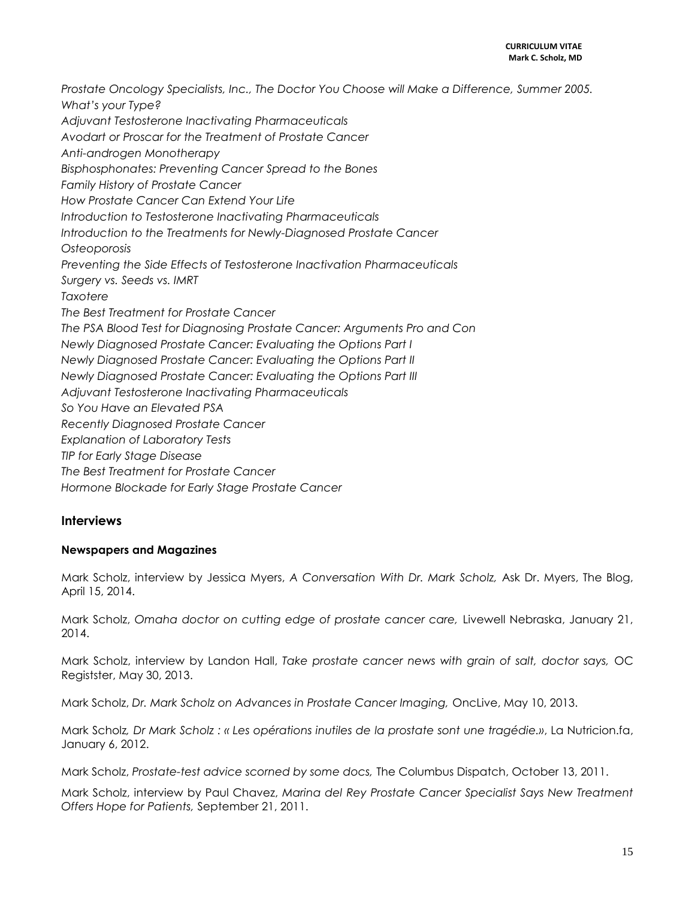*Prostate Oncology Specialists, Inc., The Doctor You Choose will Make a Difference, Summer 2005.*
*What's your Type?*
*Adjuvant Testosterone Inactivating Pharmaceuticals*
*Avodart or Proscar for the Treatment of Prostate Cancer*
*Anti-androgen Monotherapy*
*Bisphosphonates: Preventing Cancer Spread to the Bones*
*Family History of Prostate Cancer*
*How Prostate Cancer Can Extend Your Life*
*Introduction to Testosterone Inactivating Pharmaceuticals*
*Introduction to the Treatments for Newly-Diagnosed Prostate Cancer*
*Osteoporosis*
*Preventing the Side Effects of Testosterone Inactivation Pharmaceuticals*
*Surgery vs. Seeds vs. IMRT*
*Taxotere*
*The Best Treatment for Prostate Cancer*
*The PSA Blood Test for Diagnosing Prostate Cancer: Arguments Pro and Con*
*Newly Diagnosed Prostate Cancer: Evaluating the Options Part I*
*Newly Diagnosed Prostate Cancer: Evaluating the Options Part II*
*Newly Diagnosed Prostate Cancer: Evaluating the Options Part III*
*Adjuvant Testosterone Inactivating Pharmaceuticals*
*So You Have an Elevated PSA*
*Recently Diagnosed Prostate Cancer*
*Explanation of Laboratory Tests*
*TIP for Early Stage Disease*
*The Best Treatment for Prostate Cancer*
*Hormone Blockade for Early Stage Prostate Cancer*

## Interviews

### Newspapers and Magazines

Mark Scholz, interview by Jessica Myers, *A Conversation With Dr. Mark Scholz,* Ask Dr. Myers, The Blog, April 15, 2014.

Mark Scholz, *Omaha doctor on cutting edge of prostate cancer care,* Livewell Nebraska, January 21, 2014.

Mark Scholz, interview by Landon Hall, *Take prostate cancer news with grain of salt, doctor says,* OC Registster, May 30, 2013.

Mark Scholz, *Dr. Mark Scholz on Advances in Prostate Cancer Imaging,* OncLive, May 10, 2013.

Mark Scholz*, Dr Mark Scholz : « Les opérations inutiles de la prostate sont une tragédie.»*, La Nutricion.fa, January 6, 2012.

Mark Scholz, *Prostate-test advice scorned by some docs,* The Columbus Dispatch, October 13, 2011.

Mark Scholz, interview by Paul Chavez, *Marina del Rey Prostate Cancer Specialist Says New Treatment Offers Hope for Patients,* September 21, 2011.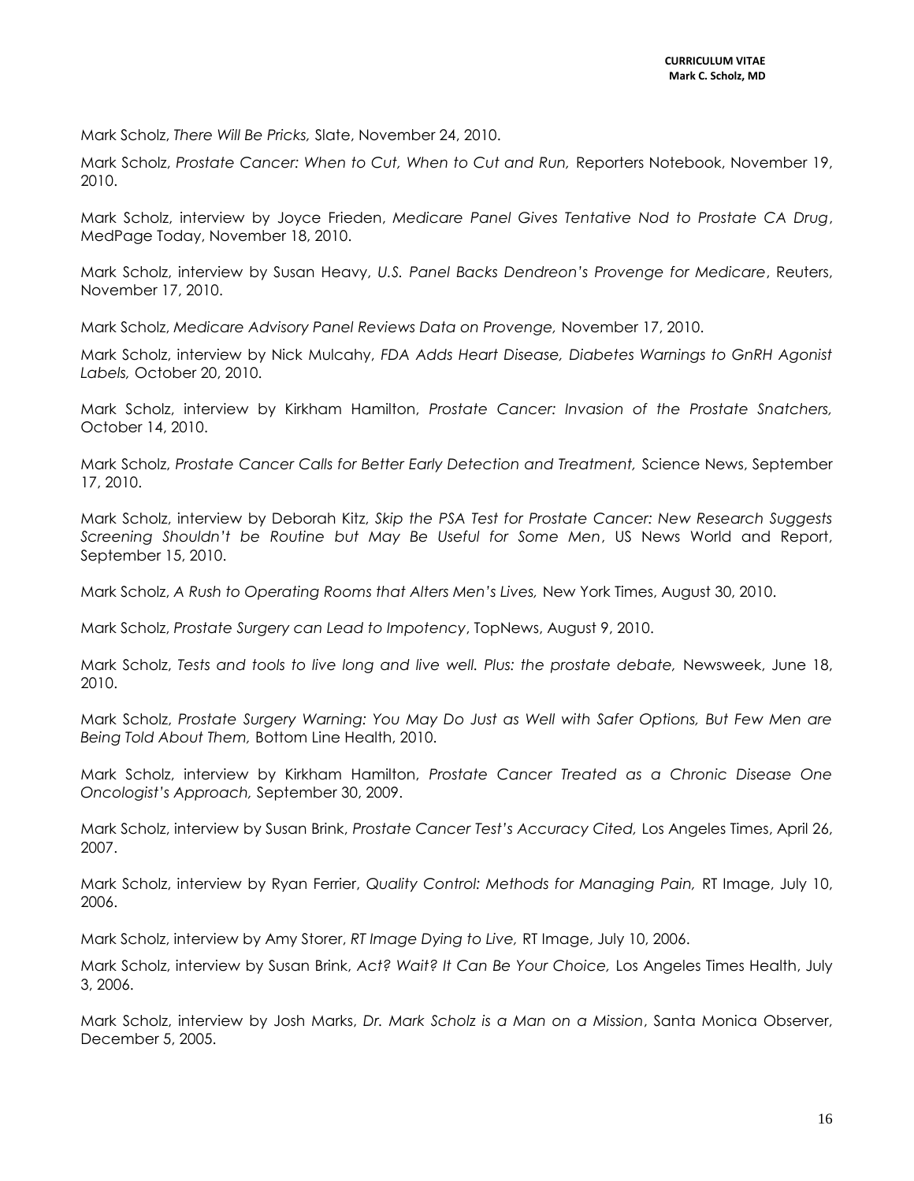Mark Scholz, *There Will Be Pricks,* Slate, November 24, 2010.

Mark Scholz, *Prostate Cancer: When to Cut, When to Cut and Run,* Reporters Notebook, November 19, 2010.

Mark Scholz, interview by Joyce Frieden, *Medicare Panel Gives Tentative Nod to Prostate CA Drug*, MedPage Today, November 18, 2010.

Mark Scholz, interview by Susan Heavy, *U.S. Panel Backs Dendreon's Provenge for Medicare*, Reuters, November 17, 2010.

Mark Scholz, *Medicare Advisory Panel Reviews Data on Provenge,* November 17, 2010.

Mark Scholz, interview by Nick Mulcahy, *FDA Adds Heart Disease, Diabetes Warnings to GnRH Agonist Labels,* October 20, 2010.

Mark Scholz, interview by Kirkham Hamilton, *Prostate Cancer: Invasion of the Prostate Snatchers,* October 14, 2010.

Mark Scholz, *Prostate Cancer Calls for Better Early Detection and Treatment,* Science News, September 17, 2010.

Mark Scholz, interview by Deborah Kitz, *Skip the PSA Test for Prostate Cancer: New Research Suggests Screening Shouldn't be Routine but May Be Useful for Some Men*, US News World and Report, September 15, 2010.

Mark Scholz, *A Rush to Operating Rooms that Alters Men's Lives,* New York Times, August 30, 2010.

Mark Scholz, *Prostate Surgery can Lead to Impotency*, TopNews, August 9, 2010.

Mark Scholz, *Tests and tools to live long and live well. Plus: the prostate debate,* Newsweek, June 18, 2010.

Mark Scholz, *Prostate Surgery Warning: You May Do Just as Well with Safer Options, But Few Men are Being Told About Them,* Bottom Line Health, 2010.

Mark Scholz, interview by Kirkham Hamilton, *Prostate Cancer Treated as a Chronic Disease One Oncologist's Approach,* September 30, 2009.

Mark Scholz, interview by Susan Brink, *Prostate Cancer Test's Accuracy Cited,* Los Angeles Times, April 26, 2007.

Mark Scholz, interview by Ryan Ferrier, *Quality Control: Methods for Managing Pain,* RT Image, July 10, 2006.

Mark Scholz, interview by Amy Storer, *RT Image Dying to Live,* RT Image, July 10, 2006.

Mark Scholz, interview by Susan Brink, *Act? Wait? It Can Be Your Choice,* Los Angeles Times Health, July 3, 2006.

Mark Scholz, interview by Josh Marks, *Dr. Mark Scholz is a Man on a Mission*, Santa Monica Observer, December 5, 2005.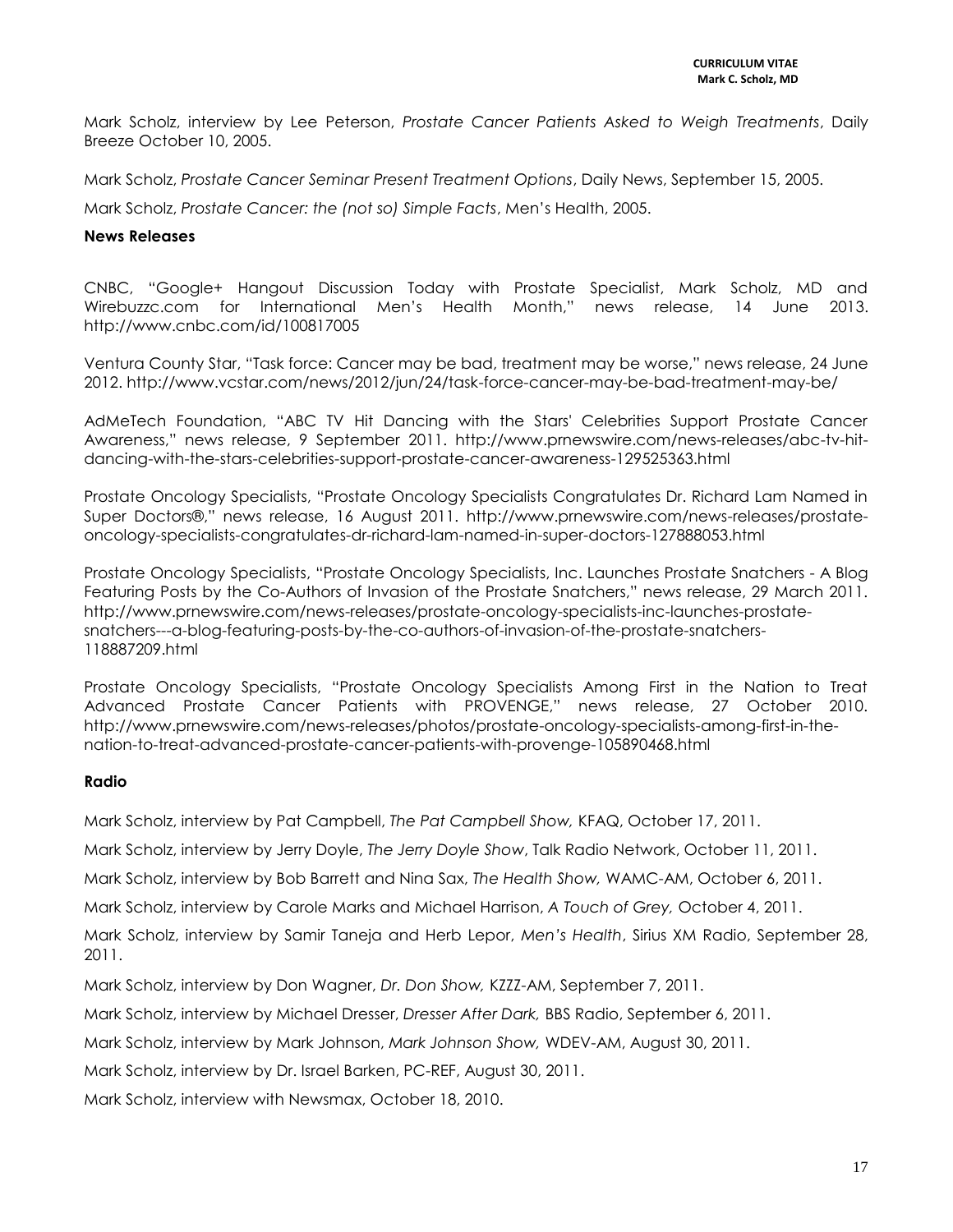Mark Scholz, interview by Lee Peterson, *Prostate Cancer Patients Asked to Weigh Treatments*, Daily Breeze October 10, 2005.

Mark Scholz, *Prostate Cancer Seminar Present Treatment Options*, Daily News, September 15, 2005.

Mark Scholz, *Prostate Cancer: the (not so) Simple Facts*, Men's Health, 2005.

**News Releases**

CNBC, "Google+ Hangout Discussion Today with Prostate Specialist, Mark Scholz, MD and Wirebuzzc.com for International Men's Health Month," news release, 14 June 2013. http://www.cnbc.com/id/100817005

Ventura County Star, "Task force: Cancer may be bad, treatment may be worse," news release, 24 June 2012. http://www.vcstar.com/news/2012/jun/24/task-force-cancer-may-be-bad-treatment-may-be/

AdMeTech Foundation, "ABC TV Hit Dancing with the Stars' Celebrities Support Prostate Cancer Awareness," news release, 9 September 2011. http://www.prnewswire.com/news-releases/abc-tv-hit-dancing-with-the-stars-celebrities-support-prostate-cancer-awareness-129525363.html

Prostate Oncology Specialists, "Prostate Oncology Specialists Congratulates Dr. Richard Lam Named in Super Doctors®," news release, 16 August 2011. http://www.prnewswire.com/news-releases/prostate-oncology-specialists-congratulates-dr-richard-lam-named-in-super-doctors-127888053.html

Prostate Oncology Specialists, "Prostate Oncology Specialists, Inc. Launches Prostate Snatchers - A Blog Featuring Posts by the Co-Authors of Invasion of the Prostate Snatchers," news release, 29 March 2011. http://www.prnewswire.com/news-releases/prostate-oncology-specialists-inc-launches-prostate-snatchers---a-blog-featuring-posts-by-the-co-authors-of-invasion-of-the-prostate-snatchers-118887209.html

Prostate Oncology Specialists, "Prostate Oncology Specialists Among First in the Nation to Treat Advanced Prostate Cancer Patients with PROVENGE," news release, 27 October 2010. http://www.prnewswire.com/news-releases/photos/prostate-oncology-specialists-among-first-in-the-nation-to-treat-advanced-prostate-cancer-patients-with-provenge-105890468.html

**Radio**

Mark Scholz, interview by Pat Campbell, *The Pat Campbell Show,* KFAQ, October 17, 2011.

Mark Scholz, interview by Jerry Doyle, *The Jerry Doyle Show*, Talk Radio Network, October 11, 2011.

Mark Scholz, interview by Bob Barrett and Nina Sax, *The Health Show,* WAMC-AM, October 6, 2011.

Mark Scholz, interview by Carole Marks and Michael Harrison, *A Touch of Grey,* October 4, 2011.

Mark Scholz, interview by Samir Taneja and Herb Lepor, *Men's Health*, Sirius XM Radio, September 28, 2011.

Mark Scholz, interview by Don Wagner, *Dr. Don Show,* KZZZ-AM, September 7, 2011.

Mark Scholz, interview by Michael Dresser, *Dresser After Dark,* BBS Radio, September 6, 2011.

Mark Scholz, interview by Mark Johnson, *Mark Johnson Show,* WDEV-AM, August 30, 2011.

Mark Scholz, interview by Dr. Israel Barken, PC-REF, August 30, 2011.

Mark Scholz, interview with Newsmax, October 18, 2010.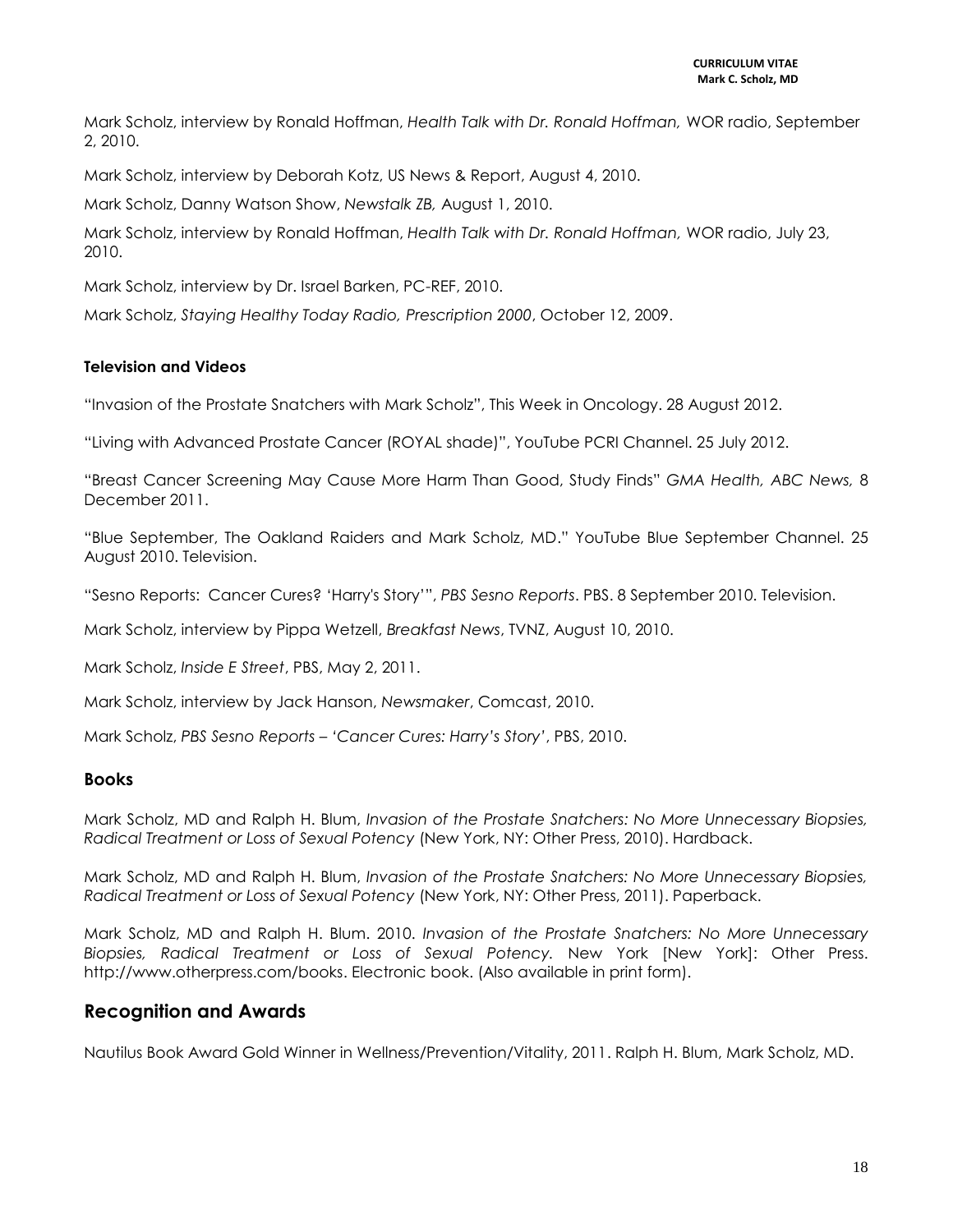Mark Scholz, interview by Ronald Hoffman, *Health Talk with Dr. Ronald Hoffman,* WOR radio, September 2, 2010.

Mark Scholz, interview by Deborah Kotz, US News & Report, August 4, 2010.

Mark Scholz, Danny Watson Show, *Newstalk ZB,* August 1, 2010.

Mark Scholz, interview by Ronald Hoffman, *Health Talk with Dr. Ronald Hoffman,* WOR radio, July 23, 2010.

Mark Scholz, interview by Dr. Israel Barken, PC-REF, 2010.

Mark Scholz, *Staying Healthy Today Radio, Prescription 2000*, October 12, 2009.

#### Television and Videos

"Invasion of the Prostate Snatchers with Mark Scholz", This Week in Oncology. 28 August 2012.

"Living with Advanced Prostate Cancer (ROYAL shade)", YouTube PCRI Channel. 25 July 2012.

"Breast Cancer Screening May Cause More Harm Than Good, Study Finds" *GMA Health, ABC News,* 8 December 2011.

"Blue September, The Oakland Raiders and Mark Scholz, MD." YouTube Blue September Channel. 25 August 2010. Television.

"Sesno Reports: Cancer Cures? 'Harry's Story'", *PBS Sesno Reports*. PBS. 8 September 2010. Television.

Mark Scholz, interview by Pippa Wetzell, *Breakfast News*, TVNZ, August 10, 2010.

Mark Scholz, *Inside E Street*, PBS, May 2, 2011.

Mark Scholz, interview by Jack Hanson, *Newsmaker*, Comcast, 2010.

Mark Scholz, *PBS Sesno Reports – 'Cancer Cures: Harry's Story'*, PBS, 2010.

### Books

Mark Scholz, MD and Ralph H. Blum, *Invasion of the Prostate Snatchers: No More Unnecessary Biopsies, Radical Treatment or Loss of Sexual Potency* (New York, NY: Other Press, 2010). Hardback.

Mark Scholz, MD and Ralph H. Blum, *Invasion of the Prostate Snatchers: No More Unnecessary Biopsies, Radical Treatment or Loss of Sexual Potency* (New York, NY: Other Press, 2011). Paperback.

Mark Scholz, MD and Ralph H. Blum. 2010. *Invasion of the Prostate Snatchers: No More Unnecessary Biopsies, Radical Treatment or Loss of Sexual Potency.* New York [New York]: Other Press. http://www.otherpress.com/books. Electronic book. (Also available in print form).

## Recognition and Awards

Nautilus Book Award Gold Winner in Wellness/Prevention/Vitality, 2011. Ralph H. Blum, Mark Scholz, MD.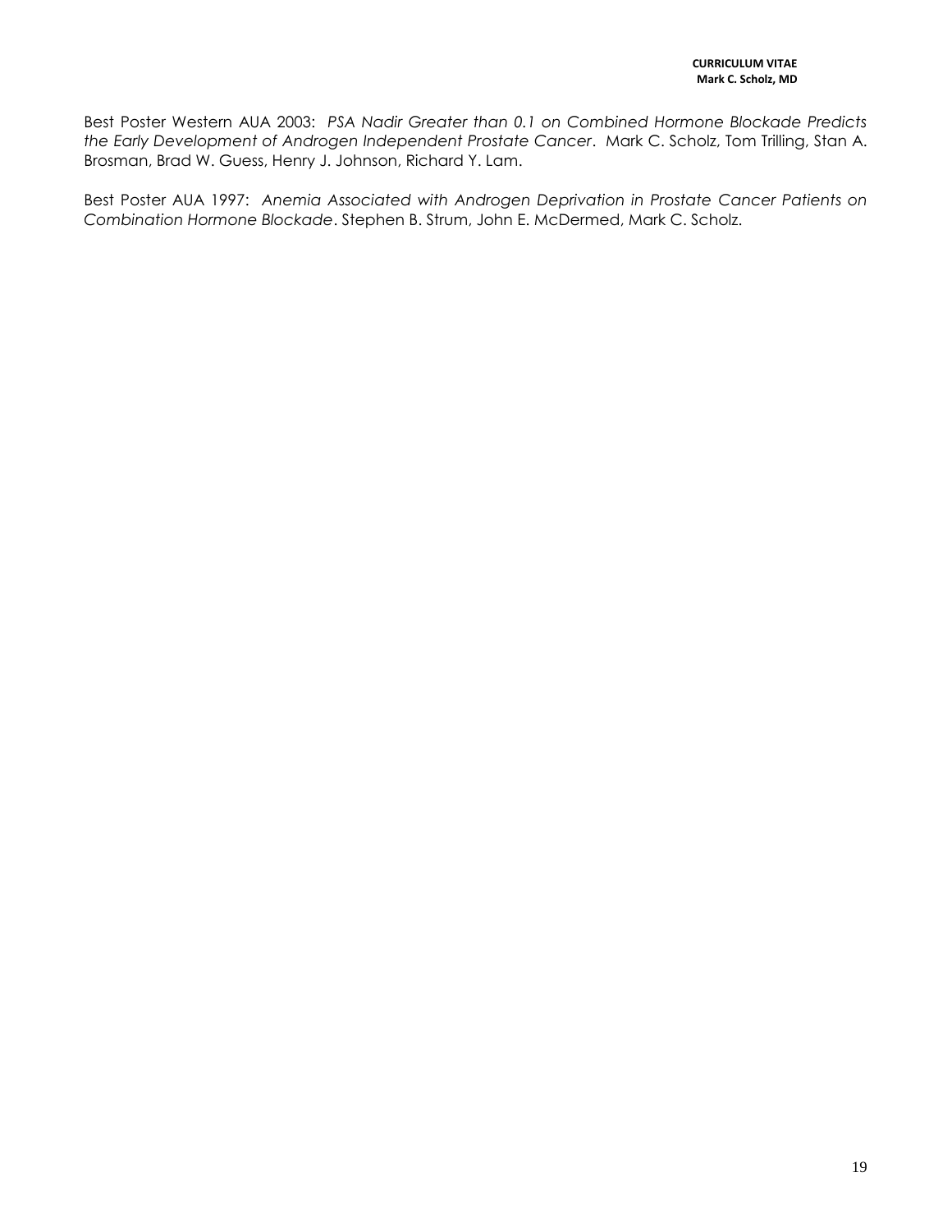Best Poster Western AUA 2003: *PSA Nadir Greater than 0.1 on Combined Hormone Blockade Predicts the Early Development of Androgen Independent Prostate Cancer*. Mark C. Scholz, Tom Trilling, Stan A. Brosman, Brad W. Guess, Henry J. Johnson, Richard Y. Lam.

Best Poster AUA 1997: *Anemia Associated with Androgen Deprivation in Prostate Cancer Patients on Combination Hormone Blockade*. Stephen B. Strum, John E. McDermed, Mark C. Scholz.